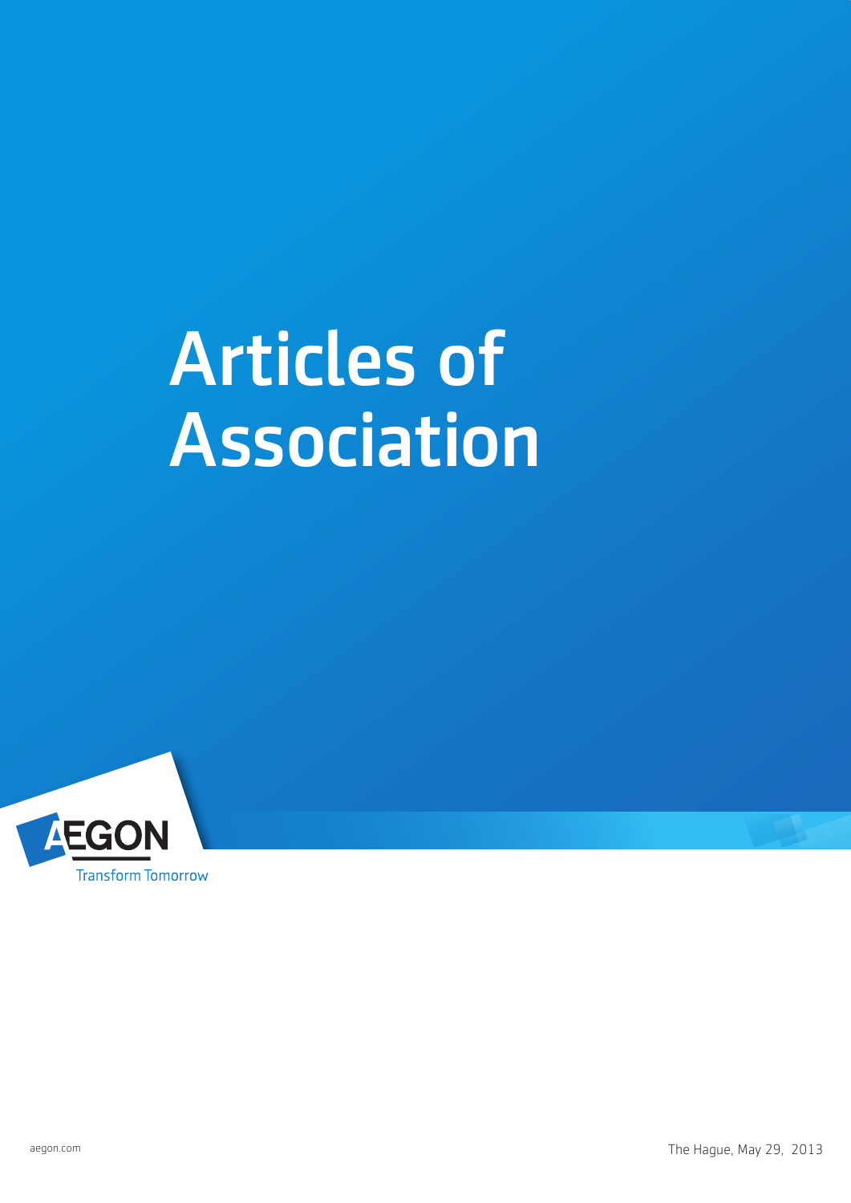# Articles of Association

AEGON

Transform Tomorrow

aegon.com

The Hague, May 29, 2013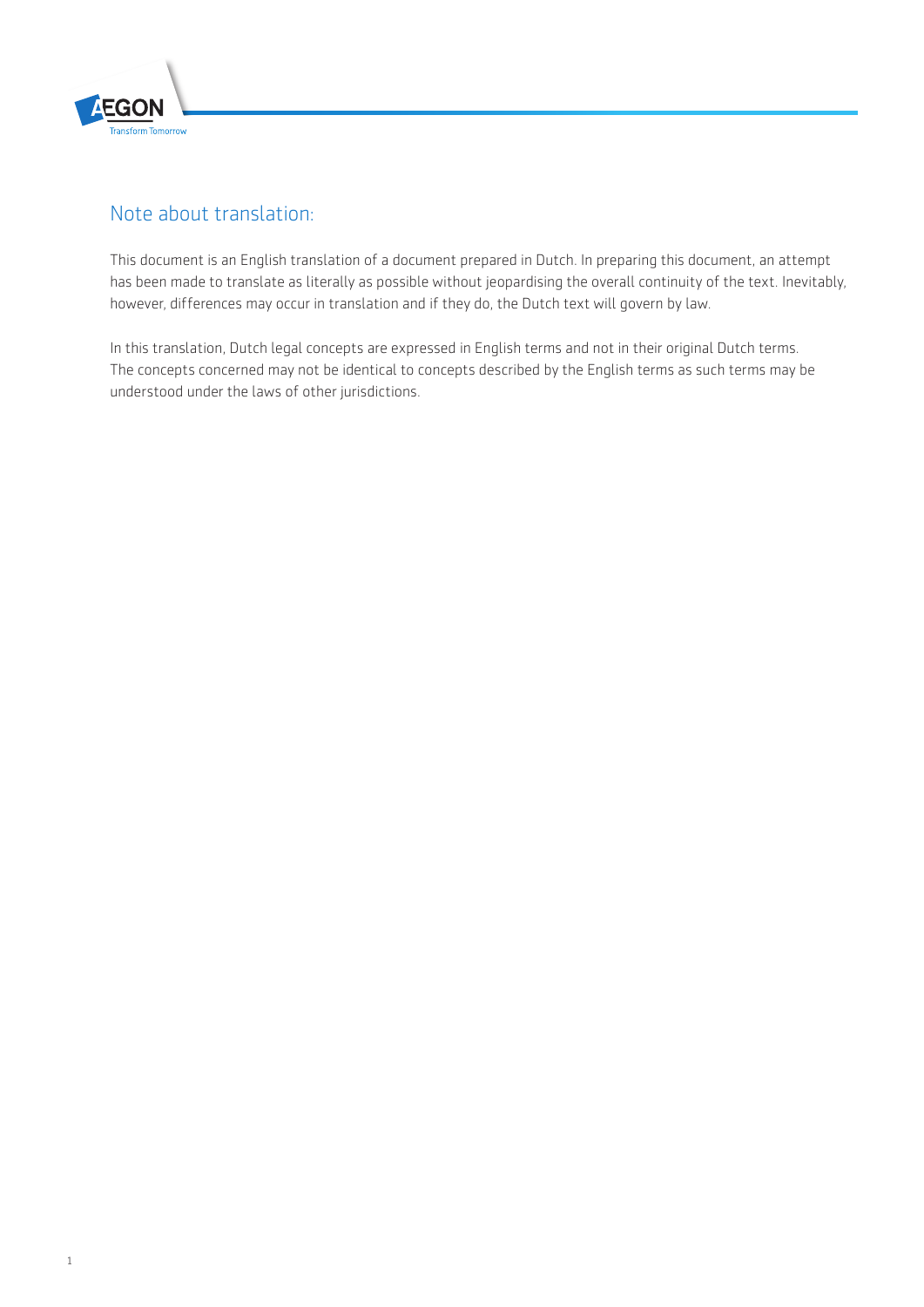## Note about translation:

This document is an English translation of a document prepared in Dutch. In preparing this document, an attempt has been made to translate as literally as possible without jeopardising the overall continuity of the text. Inevitably, however, differences may occur in translation and if they do, the Dutch text will govern by law.

In this translation, Dutch legal concepts are expressed in English terms and not in their original Dutch terms. The concepts concerned may not be identical to concepts described by the English terms as such terms may be understood under the laws of other jurisdictions.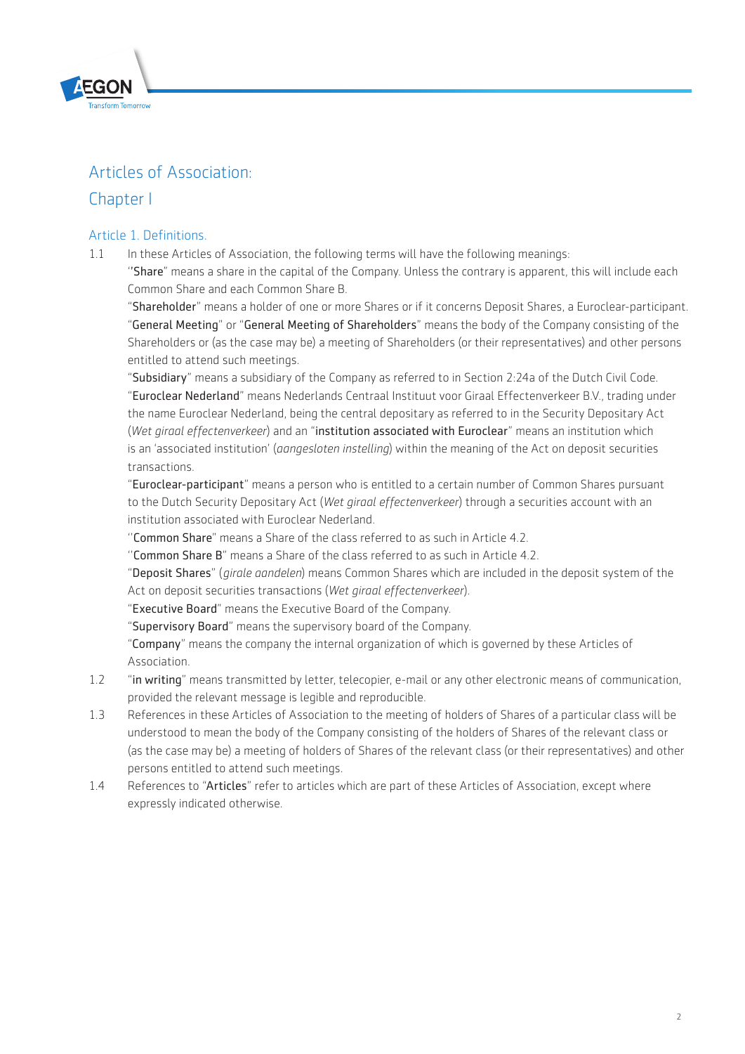# Articles of Association: Chapter I

## Article 1. Definitions.

1.1 In these Articles of Association, the following terms will have the following meanings:

''**Share**" means a share in the capital of the Company. Unless the contrary is apparent, this will include each Common Share and each Common Share B.

"**Shareholder**" means a holder of one or more Shares or if it concerns Deposit Shares, a Euroclear-participant.

"**General Meeting**" or "**General Meeting of Shareholders**" means the body of the Company consisting of the Shareholders or (as the case may be) a meeting of Shareholders (or their representatives) and other persons entitled to attend such meetings.

"**Subsidiary**" means a subsidiary of the Company as referred to in Section 2:24a of the Dutch Civil Code.

"**Euroclear Nederland**" means Nederlands Centraal Instituut voor Giraal Effectenverkeer B.V., trading under the name Euroclear Nederland, being the central depositary as referred to in the Security Depositary Act (*Wet giraal effectenverkeer*) and an "**institution associated with Euroclear**" means an institution which is an 'associated institution' (*aangesloten instelling*) within the meaning of the Act on deposit securities transactions.

"**Euroclear-participant**" means a person who is entitled to a certain number of Common Shares pursuant to the Dutch Security Depositary Act (*Wet giraal effectenverkeer*) through a securities account with an institution associated with Euroclear Nederland.

''**Common Share**" means a Share of the class referred to as such in Article 4.2.

''**Common Share B**" means a Share of the class referred to as such in Article 4.2.

"**Deposit Shares**" (*girale aandelen*) means Common Shares which are included in the deposit system of the Act on deposit securities transactions (*Wet giraal effectenverkeer*).

"**Executive Board**" means the Executive Board of the Company.

"**Supervisory Board**" means the supervisory board of the Company.

"**Company**" means the company the internal organization of which is governed by these Articles of Association.

1.2 "**in writing**" means transmitted by letter, telecopier, e-mail or any other electronic means of communication, provided the relevant message is legible and reproducible.

1.3 References in these Articles of Association to the meeting of holders of Shares of a particular class will be understood to mean the body of the Company consisting of the holders of Shares of the relevant class or (as the case may be) a meeting of holders of Shares of the relevant class (or their representatives) and other persons entitled to attend such meetings.

1.4 References to "**Articles**" refer to articles which are part of these Articles of Association, except where expressly indicated otherwise.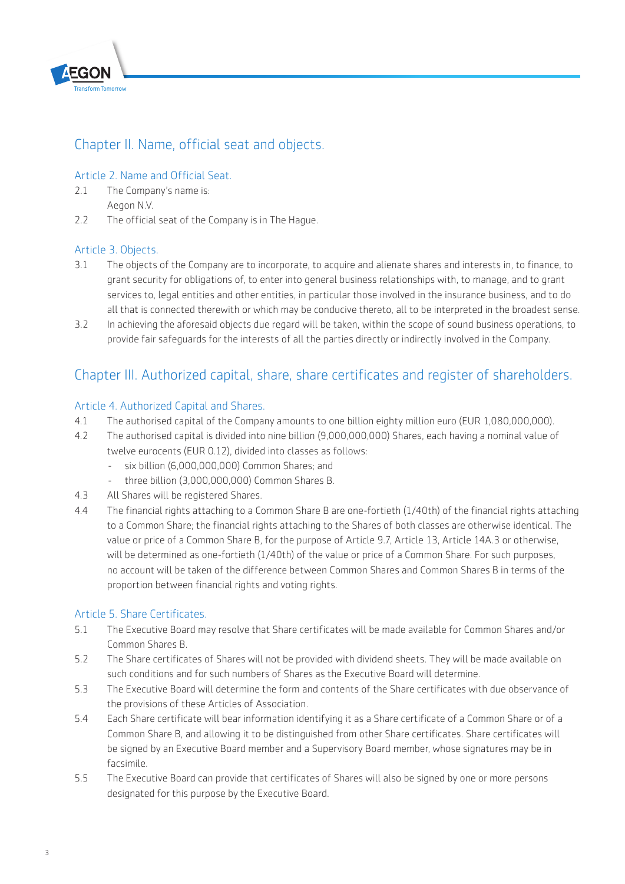## Chapter II. Name, official seat and objects.

### Article 2. Name and Official Seat.

2.1 The Company's name is:
Aegon N.V.

2.2 The official seat of the Company is in The Hague.

### Article 3. Objects.

3.1 The objects of the Company are to incorporate, to acquire and alienate shares and interests in, to finance, to grant security for obligations of, to enter into general business relationships with, to manage, and to grant services to, legal entities and other entities, in particular those involved in the insurance business, and to do all that is connected therewith or which may be conducive thereto, all to be interpreted in the broadest sense.

3.2 In achieving the aforesaid objects due regard will be taken, within the scope of sound business operations, to provide fair safeguards for the interests of all the parties directly or indirectly involved in the Company.

## Chapter III. Authorized capital, share, share certificates and register of shareholders.

### Article 4. Authorized Capital and Shares.

4.1 The authorised capital of the Company amounts to one billion eighty million euro (EUR 1,080,000,000).

4.2 The authorised capital is divided into nine billion (9,000,000,000) Shares, each having a nominal value of twelve eurocents (EUR 0.12), divided into classes as follows:
- six billion (6,000,000,000) Common Shares; and
- three billion (3,000,000,000) Common Shares B.

4.3 All Shares will be registered Shares.

4.4 The financial rights attaching to a Common Share B are one-fortieth (1/40th) of the financial rights attaching to a Common Share; the financial rights attaching to the Shares of both classes are otherwise identical. The value or price of a Common Share B, for the purpose of Article 9.7, Article 13, Article 14A.3 or otherwise, will be determined as one-fortieth (1/40th) of the value or price of a Common Share. For such purposes, no account will be taken of the difference between Common Shares and Common Shares B in terms of the proportion between financial rights and voting rights.

### Article 5. Share Certificates.

5.1 The Executive Board may resolve that Share certificates will be made available for Common Shares and/or Common Shares B.

5.2 The Share certificates of Shares will not be provided with dividend sheets. They will be made available on such conditions and for such numbers of Shares as the Executive Board will determine.

5.3 The Executive Board will determine the form and contents of the Share certificates with due observance of the provisions of these Articles of Association.

5.4 Each Share certificate will bear information identifying it as a Share certificate of a Common Share or of a Common Share B, and allowing it to be distinguished from other Share certificates. Share certificates will be signed by an Executive Board member and a Supervisory Board member, whose signatures may be in facsimile.

5.5 The Executive Board can provide that certificates of Shares will also be signed by one or more persons designated for this purpose by the Executive Board.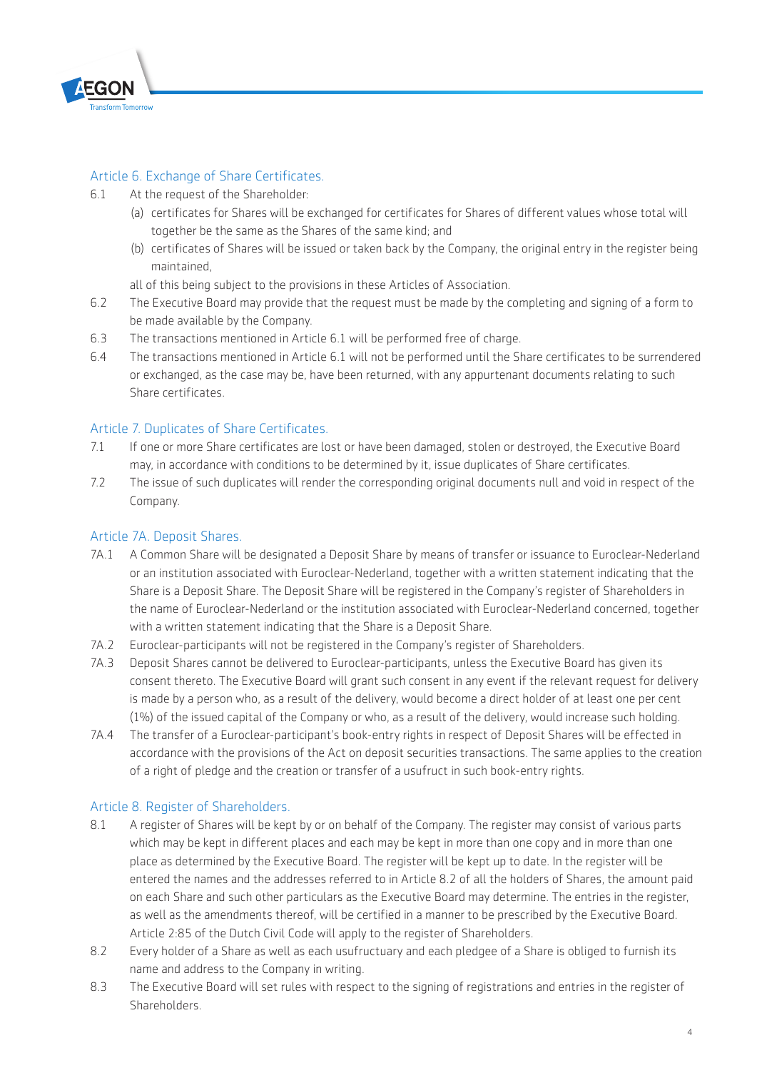## Article 6. Exchange of Share Certificates.

6.1 At the request of the Shareholder:

(a) certificates for Shares will be exchanged for certificates for Shares of different values whose total will together be the same as the Shares of the same kind; and

(b) certificates of Shares will be issued or taken back by the Company, the original entry in the register being maintained,

all of this being subject to the provisions in these Articles of Association.

6.2 The Executive Board may provide that the request must be made by the completing and signing of a form to be made available by the Company.

6.3 The transactions mentioned in Article 6.1 will be performed free of charge.

6.4 The transactions mentioned in Article 6.1 will not be performed until the Share certificates to be surrendered or exchanged, as the case may be, have been returned, with any appurtenant documents relating to such Share certificates.

## Article 7. Duplicates of Share Certificates.

7.1 If one or more Share certificates are lost or have been damaged, stolen or destroyed, the Executive Board may, in accordance with conditions to be determined by it, issue duplicates of Share certificates.

7.2 The issue of such duplicates will render the corresponding original documents null and void in respect of the Company.

## Article 7A. Deposit Shares.

7A.1 A Common Share will be designated a Deposit Share by means of transfer or issuance to Euroclear-Nederland or an institution associated with Euroclear-Nederland, together with a written statement indicating that the Share is a Deposit Share. The Deposit Share will be registered in the Company's register of Shareholders in the name of Euroclear-Nederland or the institution associated with Euroclear-Nederland concerned, together with a written statement indicating that the Share is a Deposit Share.

7A.2 Euroclear-participants will not be registered in the Company's register of Shareholders.

7A.3 Deposit Shares cannot be delivered to Euroclear-participants, unless the Executive Board has given its consent thereto. The Executive Board will grant such consent in any event if the relevant request for delivery is made by a person who, as a result of the delivery, would become a direct holder of at least one per cent (1%) of the issued capital of the Company or who, as a result of the delivery, would increase such holding.

7A.4 The transfer of a Euroclear-participant's book-entry rights in respect of Deposit Shares will be effected in accordance with the provisions of the Act on deposit securities transactions. The same applies to the creation of a right of pledge and the creation or transfer of a usufruct in such book-entry rights.

## Article 8. Register of Shareholders.

8.1 A register of Shares will be kept by or on behalf of the Company. The register may consist of various parts which may be kept in different places and each may be kept in more than one copy and in more than one place as determined by the Executive Board. The register will be kept up to date. In the register will be entered the names and the addresses referred to in Article 8.2 of all the holders of Shares, the amount paid on each Share and such other particulars as the Executive Board may determine. The entries in the register, as well as the amendments thereof, will be certified in a manner to be prescribed by the Executive Board. Article 2:85 of the Dutch Civil Code will apply to the register of Shareholders.

8.2 Every holder of a Share as well as each usufructuary and each pledgee of a Share is obliged to furnish its name and address to the Company in writing.

8.3 The Executive Board will set rules with respect to the signing of registrations and entries in the register of Shareholders.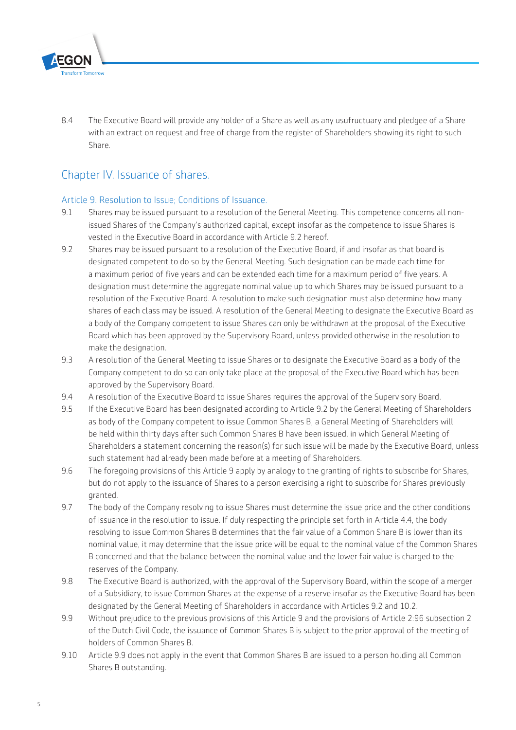8.4 The Executive Board will provide any holder of a Share as well as any usufructuary and pledgee of a Share with an extract on request and free of charge from the register of Shareholders showing its right to such Share.

## Chapter IV. Issuance of shares.

### Article 9. Resolution to Issue; Conditions of Issuance.

9.1 Shares may be issued pursuant to a resolution of the General Meeting. This competence concerns all non-issued Shares of the Company's authorized capital, except insofar as the competence to issue Shares is vested in the Executive Board in accordance with Article 9.2 hereof.

9.2 Shares may be issued pursuant to a resolution of the Executive Board, if and insofar as that board is designated competent to do so by the General Meeting. Such designation can be made each time for a maximum period of five years and can be extended each time for a maximum period of five years. A designation must determine the aggregate nominal value up to which Shares may be issued pursuant to a resolution of the Executive Board. A resolution to make such designation must also determine how many shares of each class may be issued. A resolution of the General Meeting to designate the Executive Board as a body of the Company competent to issue Shares can only be withdrawn at the proposal of the Executive Board which has been approved by the Supervisory Board, unless provided otherwise in the resolution to make the designation.

9.3 A resolution of the General Meeting to issue Shares or to designate the Executive Board as a body of the Company competent to do so can only take place at the proposal of the Executive Board which has been approved by the Supervisory Board.

9.4 A resolution of the Executive Board to issue Shares requires the approval of the Supervisory Board.

9.5 If the Executive Board has been designated according to Article 9.2 by the General Meeting of Shareholders as body of the Company competent to issue Common Shares B, a General Meeting of Shareholders will be held within thirty days after such Common Shares B have been issued, in which General Meeting of Shareholders a statement concerning the reason(s) for such issue will be made by the Executive Board, unless such statement had already been made before at a meeting of Shareholders.

9.6 The foregoing provisions of this Article 9 apply by analogy to the granting of rights to subscribe for Shares, but do not apply to the issuance of Shares to a person exercising a right to subscribe for Shares previously granted.

9.7 The body of the Company resolving to issue Shares must determine the issue price and the other conditions of issuance in the resolution to issue. If duly respecting the principle set forth in Article 4.4, the body resolving to issue Common Shares B determines that the fair value of a Common Share B is lower than its nominal value, it may determine that the issue price will be equal to the nominal value of the Common Shares B concerned and that the balance between the nominal value and the lower fair value is charged to the reserves of the Company.

9.8 The Executive Board is authorized, with the approval of the Supervisory Board, within the scope of a merger of a Subsidiary, to issue Common Shares at the expense of a reserve insofar as the Executive Board has been designated by the General Meeting of Shareholders in accordance with Articles 9.2 and 10.2.

9.9 Without prejudice to the previous provisions of this Article 9 and the provisions of Article 2:96 subsection 2 of the Dutch Civil Code, the issuance of Common Shares B is subject to the prior approval of the meeting of holders of Common Shares B.

9.10 Article 9.9 does not apply in the event that Common Shares B are issued to a person holding all Common Shares B outstanding.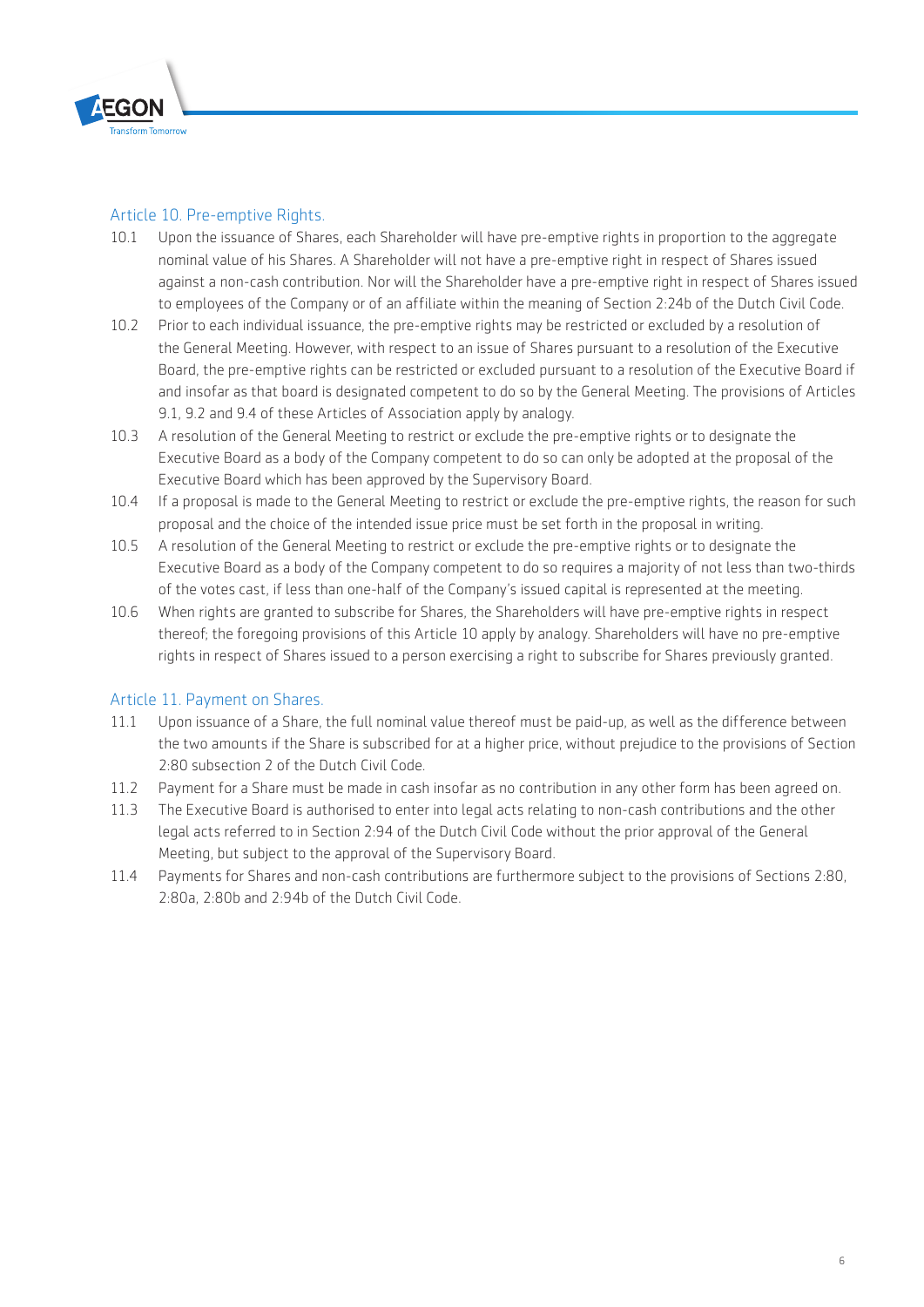## Article 10. Pre-emptive Rights.

10.1 Upon the issuance of Shares, each Shareholder will have pre-emptive rights in proportion to the aggregate nominal value of his Shares. A Shareholder will not have a pre-emptive right in respect of Shares issued against a non-cash contribution. Nor will the Shareholder have a pre-emptive right in respect of Shares issued to employees of the Company or of an affiliate within the meaning of Section 2:24b of the Dutch Civil Code.

10.2 Prior to each individual issuance, the pre-emptive rights may be restricted or excluded by a resolution of the General Meeting. However, with respect to an issue of Shares pursuant to a resolution of the Executive Board, the pre-emptive rights can be restricted or excluded pursuant to a resolution of the Executive Board if and insofar as that board is designated competent to do so by the General Meeting. The provisions of Articles 9.1, 9.2 and 9.4 of these Articles of Association apply by analogy.

10.3 A resolution of the General Meeting to restrict or exclude the pre-emptive rights or to designate the Executive Board as a body of the Company competent to do so can only be adopted at the proposal of the Executive Board which has been approved by the Supervisory Board.

10.4 If a proposal is made to the General Meeting to restrict or exclude the pre-emptive rights, the reason for such proposal and the choice of the intended issue price must be set forth in the proposal in writing.

10.5 A resolution of the General Meeting to restrict or exclude the pre-emptive rights or to designate the Executive Board as a body of the Company competent to do so requires a majority of not less than two-thirds of the votes cast, if less than one-half of the Company's issued capital is represented at the meeting.

10.6 When rights are granted to subscribe for Shares, the Shareholders will have pre-emptive rights in respect thereof; the foregoing provisions of this Article 10 apply by analogy. Shareholders will have no pre-emptive rights in respect of Shares issued to a person exercising a right to subscribe for Shares previously granted.

## Article 11. Payment on Shares.

11.1 Upon issuance of a Share, the full nominal value thereof must be paid-up, as well as the difference between the two amounts if the Share is subscribed for at a higher price, without prejudice to the provisions of Section 2:80 subsection 2 of the Dutch Civil Code.

11.2 Payment for a Share must be made in cash insofar as no contribution in any other form has been agreed on.

11.3 The Executive Board is authorised to enter into legal acts relating to non-cash contributions and the other legal acts referred to in Section 2:94 of the Dutch Civil Code without the prior approval of the General Meeting, but subject to the approval of the Supervisory Board.

11.4 Payments for Shares and non-cash contributions are furthermore subject to the provisions of Sections 2:80, 2:80a, 2:80b and 2:94b of the Dutch Civil Code.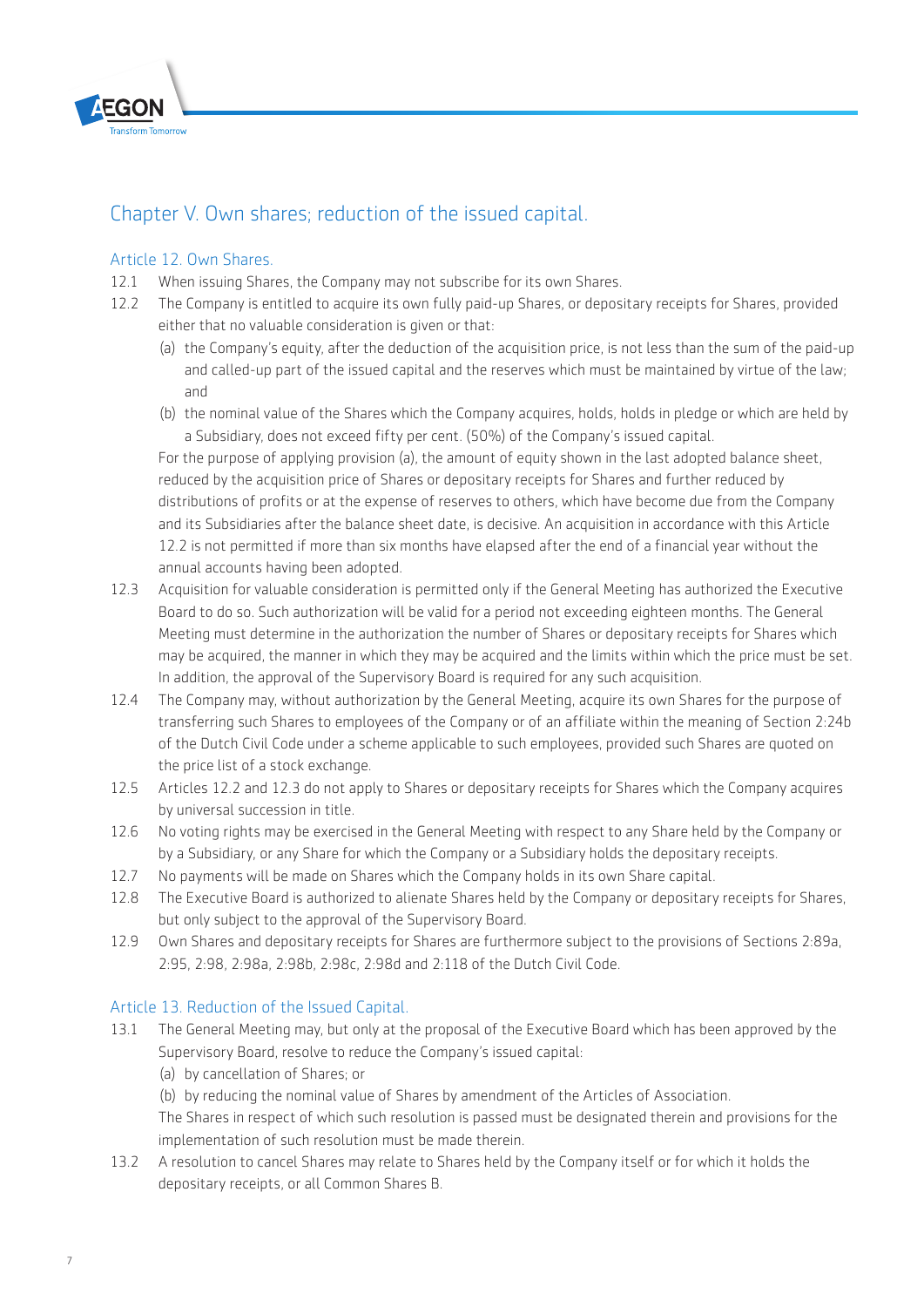## Chapter V. Own shares; reduction of the issued capital.

### Article 12. Own Shares.

12.1 When issuing Shares, the Company may not subscribe for its own Shares.

12.2 The Company is entitled to acquire its own fully paid-up Shares, or depositary receipts for Shares, provided either that no valuable consideration is given or that:

(a) the Company's equity, after the deduction of the acquisition price, is not less than the sum of the paid-up and called-up part of the issued capital and the reserves which must be maintained by virtue of the law; and

(b) the nominal value of the Shares which the Company acquires, holds, holds in pledge or which are held by a Subsidiary, does not exceed fifty per cent. (50%) of the Company's issued capital.

For the purpose of applying provision (a), the amount of equity shown in the last adopted balance sheet, reduced by the acquisition price of Shares or depositary receipts for Shares and further reduced by distributions of profits or at the expense of reserves to others, which have become due from the Company and its Subsidiaries after the balance sheet date, is decisive. An acquisition in accordance with this Article 12.2 is not permitted if more than six months have elapsed after the end of a financial year without the annual accounts having been adopted.

12.3 Acquisition for valuable consideration is permitted only if the General Meeting has authorized the Executive Board to do so. Such authorization will be valid for a period not exceeding eighteen months. The General Meeting must determine in the authorization the number of Shares or depositary receipts for Shares which may be acquired, the manner in which they may be acquired and the limits within which the price must be set. In addition, the approval of the Supervisory Board is required for any such acquisition.

12.4 The Company may, without authorization by the General Meeting, acquire its own Shares for the purpose of transferring such Shares to employees of the Company or of an affiliate within the meaning of Section 2:24b of the Dutch Civil Code under a scheme applicable to such employees, provided such Shares are quoted on the price list of a stock exchange.

12.5 Articles 12.2 and 12.3 do not apply to Shares or depositary receipts for Shares which the Company acquires by universal succession in title.

12.6 No voting rights may be exercised in the General Meeting with respect to any Share held by the Company or by a Subsidiary, or any Share for which the Company or a Subsidiary holds the depositary receipts.

12.7 No payments will be made on Shares which the Company holds in its own Share capital.

12.8 The Executive Board is authorized to alienate Shares held by the Company or depositary receipts for Shares, but only subject to the approval of the Supervisory Board.

12.9 Own Shares and depositary receipts for Shares are furthermore subject to the provisions of Sections 2:89a, 2:95, 2:98, 2:98a, 2:98b, 2:98c, 2:98d and 2:118 of the Dutch Civil Code.

### Article 13. Reduction of the Issued Capital.

13.1 The General Meeting may, but only at the proposal of the Executive Board which has been approved by the Supervisory Board, resolve to reduce the Company's issued capital:

(a) by cancellation of Shares; or

(b) by reducing the nominal value of Shares by amendment of the Articles of Association.

The Shares in respect of which such resolution is passed must be designated therein and provisions for the implementation of such resolution must be made therein.

13.2 A resolution to cancel Shares may relate to Shares held by the Company itself or for which it holds the depositary receipts, or all Common Shares B.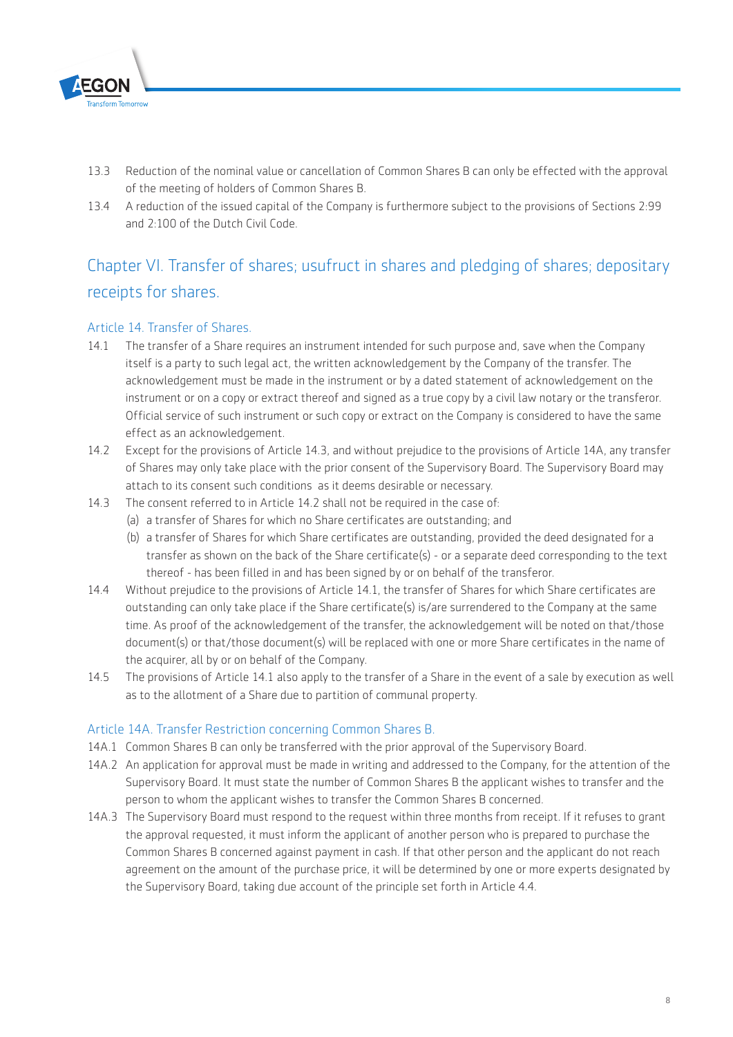13.3 Reduction of the nominal value or cancellation of Common Shares B can only be effected with the approval of the meeting of holders of Common Shares B.

13.4 A reduction of the issued capital of the Company is furthermore subject to the provisions of Sections 2:99 and 2:100 of the Dutch Civil Code.

## Chapter VI. Transfer of shares; usufruct in shares and pledging of shares; depositary receipts for shares.

### Article 14. Transfer of Shares.

14.1 The transfer of a Share requires an instrument intended for such purpose and, save when the Company itself is a party to such legal act, the written acknowledgement by the Company of the transfer. The acknowledgement must be made in the instrument or by a dated statement of acknowledgement on the instrument or on a copy or extract thereof and signed as a true copy by a civil law notary or the transferor. Official service of such instrument or such copy or extract on the Company is considered to have the same effect as an acknowledgement.

14.2 Except for the provisions of Article 14.3, and without prejudice to the provisions of Article 14A, any transfer of Shares may only take place with the prior consent of the Supervisory Board. The Supervisory Board may attach to its consent such conditions as it deems desirable or necessary.

14.3 The consent referred to in Article 14.2 shall not be required in the case of:

(a) a transfer of Shares for which no Share certificates are outstanding; and

(b) a transfer of Shares for which Share certificates are outstanding, provided the deed designated for a transfer as shown on the back of the Share certificate(s) - or a separate deed corresponding to the text thereof - has been filled in and has been signed by or on behalf of the transferor.

14.4 Without prejudice to the provisions of Article 14.1, the transfer of Shares for which Share certificates are outstanding can only take place if the Share certificate(s) is/are surrendered to the Company at the same time. As proof of the acknowledgement of the transfer, the acknowledgement will be noted on that/those document(s) or that/those document(s) will be replaced with one or more Share certificates in the name of the acquirer, all by or on behalf of the Company.

14.5 The provisions of Article 14.1 also apply to the transfer of a Share in the event of a sale by execution as well as to the allotment of a Share due to partition of communal property.

### Article 14A. Transfer Restriction concerning Common Shares B.

14A.1 Common Shares B can only be transferred with the prior approval of the Supervisory Board.

14A.2 An application for approval must be made in writing and addressed to the Company, for the attention of the Supervisory Board. It must state the number of Common Shares B the applicant wishes to transfer and the person to whom the applicant wishes to transfer the Common Shares B concerned.

14A.3 The Supervisory Board must respond to the request within three months from receipt. If it refuses to grant the approval requested, it must inform the applicant of another person who is prepared to purchase the Common Shares B concerned against payment in cash. If that other person and the applicant do not reach agreement on the amount of the purchase price, it will be determined by one or more experts designated by the Supervisory Board, taking due account of the principle set forth in Article 4.4.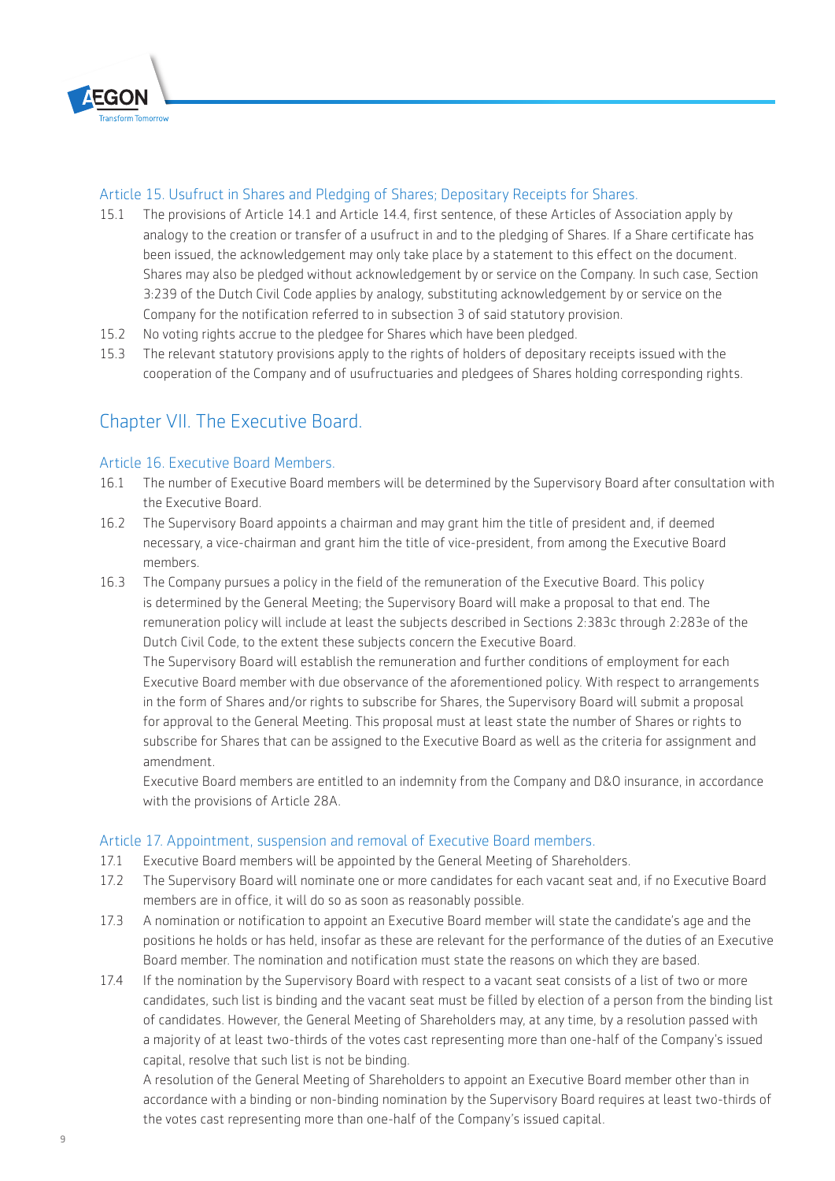### Article 15. Usufruct in Shares and Pledging of Shares; Depositary Receipts for Shares.

15.1 The provisions of Article 14.1 and Article 14.4, first sentence, of these Articles of Association apply by analogy to the creation or transfer of a usufruct in and to the pledging of Shares. If a Share certificate has been issued, the acknowledgement may only take place by a statement to this effect on the document. Shares may also be pledged without acknowledgement by or service on the Company. In such case, Section 3:239 of the Dutch Civil Code applies by analogy, substituting acknowledgement by or service on the Company for the notification referred to in subsection 3 of said statutory provision.

15.2 No voting rights accrue to the pledgee for Shares which have been pledged.

15.3 The relevant statutory provisions apply to the rights of holders of depositary receipts issued with the cooperation of the Company and of usufructuaries and pledgees of Shares holding corresponding rights.

## Chapter VII. The Executive Board.

### Article 16. Executive Board Members.

16.1 The number of Executive Board members will be determined by the Supervisory Board after consultation with the Executive Board.

16.2 The Supervisory Board appoints a chairman and may grant him the title of president and, if deemed necessary, a vice-chairman and grant him the title of vice-president, from among the Executive Board members.

16.3 The Company pursues a policy in the field of the remuneration of the Executive Board. This policy is determined by the General Meeting; the Supervisory Board will make a proposal to that end. The remuneration policy will include at least the subjects described in Sections 2:383c through 2:283e of the Dutch Civil Code, to the extent these subjects concern the Executive Board.

The Supervisory Board will establish the remuneration and further conditions of employment for each Executive Board member with due observance of the aforementioned policy. With respect to arrangements in the form of Shares and/or rights to subscribe for Shares, the Supervisory Board will submit a proposal for approval to the General Meeting. This proposal must at least state the number of Shares or rights to subscribe for Shares that can be assigned to the Executive Board as well as the criteria for assignment and amendment.

Executive Board members are entitled to an indemnity from the Company and D&O insurance, in accordance with the provisions of Article 28A.

### Article 17. Appointment, suspension and removal of Executive Board members.

17.1 Executive Board members will be appointed by the General Meeting of Shareholders.

17.2 The Supervisory Board will nominate one or more candidates for each vacant seat and, if no Executive Board members are in office, it will do so as soon as reasonably possible.

17.3 A nomination or notification to appoint an Executive Board member will state the candidate's age and the positions he holds or has held, insofar as these are relevant for the performance of the duties of an Executive Board member. The nomination and notification must state the reasons on which they are based.

17.4 If the nomination by the Supervisory Board with respect to a vacant seat consists of a list of two or more candidates, such list is binding and the vacant seat must be filled by election of a person from the binding list of candidates. However, the General Meeting of Shareholders may, at any time, by a resolution passed with a majority of at least two-thirds of the votes cast representing more than one-half of the Company's issued capital, resolve that such list is not be binding.

A resolution of the General Meeting of Shareholders to appoint an Executive Board member other than in accordance with a binding or non-binding nomination by the Supervisory Board requires at least two-thirds of the votes cast representing more than one-half of the Company's issued capital.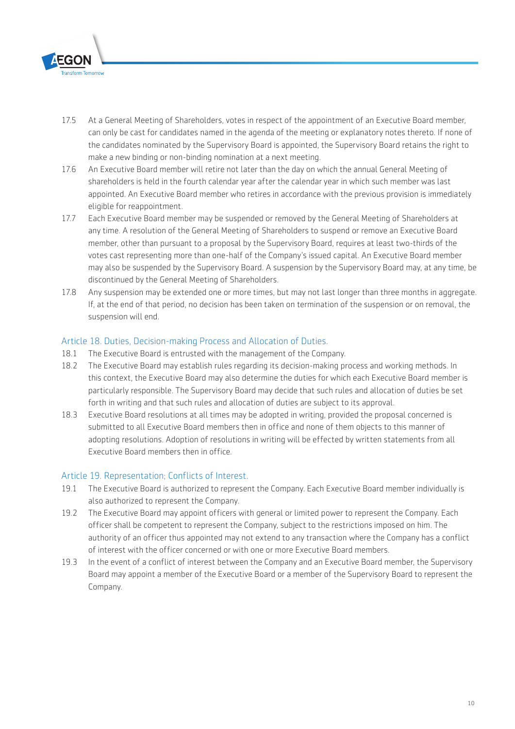17.5 At a General Meeting of Shareholders, votes in respect of the appointment of an Executive Board member, can only be cast for candidates named in the agenda of the meeting or explanatory notes thereto. If none of the candidates nominated by the Supervisory Board is appointed, the Supervisory Board retains the right to make a new binding or non-binding nomination at a next meeting.

17.6 An Executive Board member will retire not later than the day on which the annual General Meeting of shareholders is held in the fourth calendar year after the calendar year in which such member was last appointed. An Executive Board member who retires in accordance with the previous provision is immediately eligible for reappointment.

17.7 Each Executive Board member may be suspended or removed by the General Meeting of Shareholders at any time. A resolution of the General Meeting of Shareholders to suspend or remove an Executive Board member, other than pursuant to a proposal by the Supervisory Board, requires at least two-thirds of the votes cast representing more than one-half of the Company's issued capital. An Executive Board member may also be suspended by the Supervisory Board. A suspension by the Supervisory Board may, at any time, be discontinued by the General Meeting of Shareholders.

17.8 Any suspension may be extended one or more times, but may not last longer than three months in aggregate. If, at the end of that period, no decision has been taken on termination of the suspension or on removal, the suspension will end.

## Article 18. Duties, Decision-making Process and Allocation of Duties.

18.1 The Executive Board is entrusted with the management of the Company.

18.2 The Executive Board may establish rules regarding its decision-making process and working methods. In this context, the Executive Board may also determine the duties for which each Executive Board member is particularly responsible. The Supervisory Board may decide that such rules and allocation of duties be set forth in writing and that such rules and allocation of duties are subject to its approval.

18.3 Executive Board resolutions at all times may be adopted in writing, provided the proposal concerned is submitted to all Executive Board members then in office and none of them objects to this manner of adopting resolutions. Adoption of resolutions in writing will be effected by written statements from all Executive Board members then in office.

## Article 19. Representation; Conflicts of Interest.

19.1 The Executive Board is authorized to represent the Company. Each Executive Board member individually is also authorized to represent the Company.

19.2 The Executive Board may appoint officers with general or limited power to represent the Company. Each officer shall be competent to represent the Company, subject to the restrictions imposed on him. The authority of an officer thus appointed may not extend to any transaction where the Company has a conflict of interest with the officer concerned or with one or more Executive Board members.

19.3 In the event of a conflict of interest between the Company and an Executive Board member, the Supervisory Board may appoint a member of the Executive Board or a member of the Supervisory Board to represent the Company.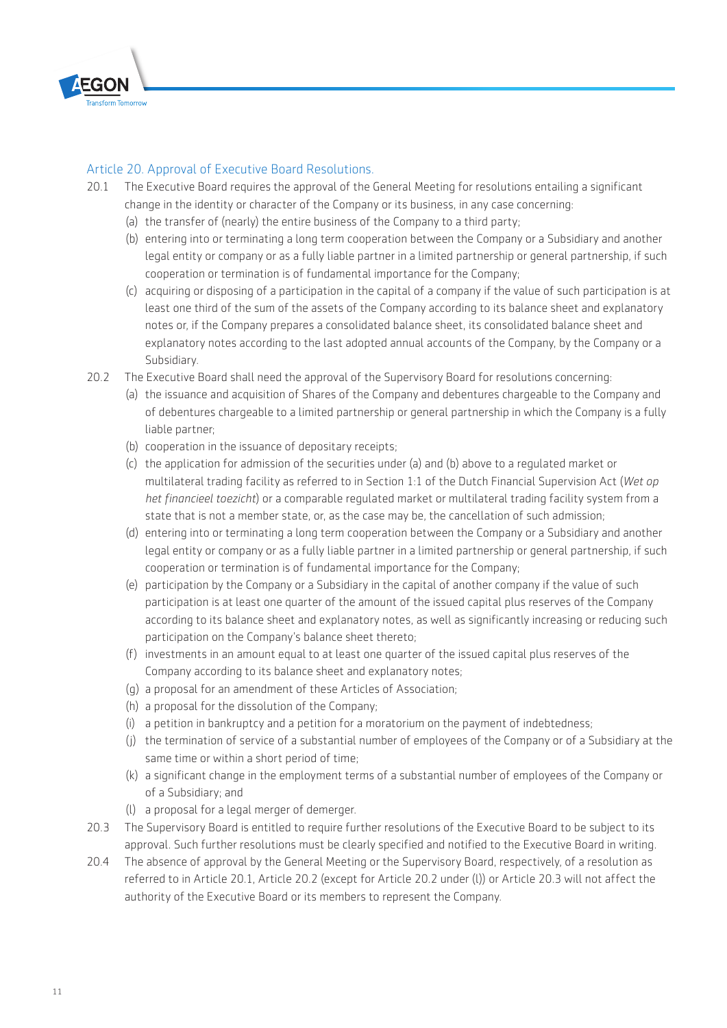## Article 20. Approval of Executive Board Resolutions.

20.1 The Executive Board requires the approval of the General Meeting for resolutions entailing a significant change in the identity or character of the Company or its business, in any case concerning:

(a) the transfer of (nearly) the entire business of the Company to a third party;

(b) entering into or terminating a long term cooperation between the Company or a Subsidiary and another legal entity or company or as a fully liable partner in a limited partnership or general partnership, if such cooperation or termination is of fundamental importance for the Company;

(c) acquiring or disposing of a participation in the capital of a company if the value of such participation is at least one third of the sum of the assets of the Company according to its balance sheet and explanatory notes or, if the Company prepares a consolidated balance sheet, its consolidated balance sheet and explanatory notes according to the last adopted annual accounts of the Company, by the Company or a Subsidiary.

20.2 The Executive Board shall need the approval of the Supervisory Board for resolutions concerning:

(a) the issuance and acquisition of Shares of the Company and debentures chargeable to the Company and of debentures chargeable to a limited partnership or general partnership in which the Company is a fully liable partner;

(b) cooperation in the issuance of depositary receipts;

(c) the application for admission of the securities under (a) and (b) above to a regulated market or multilateral trading facility as referred to in Section 1:1 of the Dutch Financial Supervision Act (*Wet op het financieel toezicht*) or a comparable regulated market or multilateral trading facility system from a state that is not a member state, or, as the case may be, the cancellation of such admission;

(d) entering into or terminating a long term cooperation between the Company or a Subsidiary and another legal entity or company or as a fully liable partner in a limited partnership or general partnership, if such cooperation or termination is of fundamental importance for the Company;

(e) participation by the Company or a Subsidiary in the capital of another company if the value of such participation is at least one quarter of the amount of the issued capital plus reserves of the Company according to its balance sheet and explanatory notes, as well as significantly increasing or reducing such participation on the Company's balance sheet thereto;

(f) investments in an amount equal to at least one quarter of the issued capital plus reserves of the Company according to its balance sheet and explanatory notes;

(g) a proposal for an amendment of these Articles of Association;

(h) a proposal for the dissolution of the Company;

(i) a petition in bankruptcy and a petition for a moratorium on the payment of indebtedness;

(j) the termination of service of a substantial number of employees of the Company or of a Subsidiary at the same time or within a short period of time;

(k) a significant change in the employment terms of a substantial number of employees of the Company or of a Subsidiary; and

(l) a proposal for a legal merger of demerger.

20.3 The Supervisory Board is entitled to require further resolutions of the Executive Board to be subject to its approval. Such further resolutions must be clearly specified and notified to the Executive Board in writing.

20.4 The absence of approval by the General Meeting or the Supervisory Board, respectively, of a resolution as referred to in Article 20.1, Article 20.2 (except for Article 20.2 under (l)) or Article 20.3 will not affect the authority of the Executive Board or its members to represent the Company.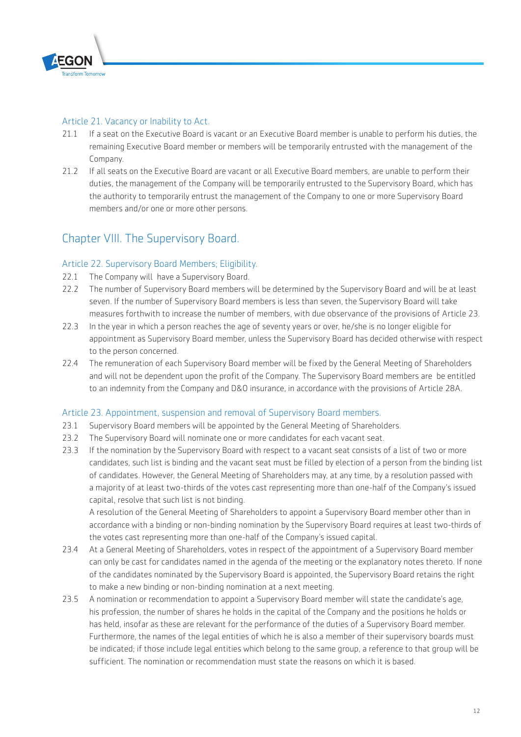### Article 21. Vacancy or Inability to Act.

21.1 If a seat on the Executive Board is vacant or an Executive Board member is unable to perform his duties, the remaining Executive Board member or members will be temporarily entrusted with the management of the Company.

21.2 If all seats on the Executive Board are vacant or all Executive Board members, are unable to perform their duties, the management of the Company will be temporarily entrusted to the Supervisory Board, which has the authority to temporarily entrust the management of the Company to one or more Supervisory Board members and/or one or more other persons.

## Chapter VIII. The Supervisory Board.

### Article 22. Supervisory Board Members; Eligibility.

22.1 The Company will have a Supervisory Board.

22.2 The number of Supervisory Board members will be determined by the Supervisory Board and will be at least seven. If the number of Supervisory Board members is less than seven, the Supervisory Board will take measures forthwith to increase the number of members, with due observance of the provisions of Article 23.

22.3 In the year in which a person reaches the age of seventy years or over, he/she is no longer eligible for appointment as Supervisory Board member, unless the Supervisory Board has decided otherwise with respect to the person concerned.

22.4 The remuneration of each Supervisory Board member will be fixed by the General Meeting of Shareholders and will not be dependent upon the profit of the Company. The Supervisory Board members are be entitled to an indemnity from the Company and D&O insurance, in accordance with the provisions of Article 28A.

### Article 23. Appointment, suspension and removal of Supervisory Board members.

23.1 Supervisory Board members will be appointed by the General Meeting of Shareholders.

23.2 The Supervisory Board will nominate one or more candidates for each vacant seat.

23.3 If the nomination by the Supervisory Board with respect to a vacant seat consists of a list of two or more candidates, such list is binding and the vacant seat must be filled by election of a person from the binding list of candidates. However, the General Meeting of Shareholders may, at any time, by a resolution passed with a majority of at least two-thirds of the votes cast representing more than one-half of the Company's issued capital, resolve that such list is not binding.

A resolution of the General Meeting of Shareholders to appoint a Supervisory Board member other than in accordance with a binding or non-binding nomination by the Supervisory Board requires at least two-thirds of the votes cast representing more than one-half of the Company's issued capital.

23.4 At a General Meeting of Shareholders, votes in respect of the appointment of a Supervisory Board member can only be cast for candidates named in the agenda of the meeting or the explanatory notes thereto. If none of the candidates nominated by the Supervisory Board is appointed, the Supervisory Board retains the right to make a new binding or non-binding nomination at a next meeting.

23.5 A nomination or recommendation to appoint a Supervisory Board member will state the candidate's age, his profession, the number of shares he holds in the capital of the Company and the positions he holds or has held, insofar as these are relevant for the performance of the duties of a Supervisory Board member. Furthermore, the names of the legal entities of which he is also a member of their supervisory boards must be indicated; if those include legal entities which belong to the same group, a reference to that group will be sufficient. The nomination or recommendation must state the reasons on which it is based.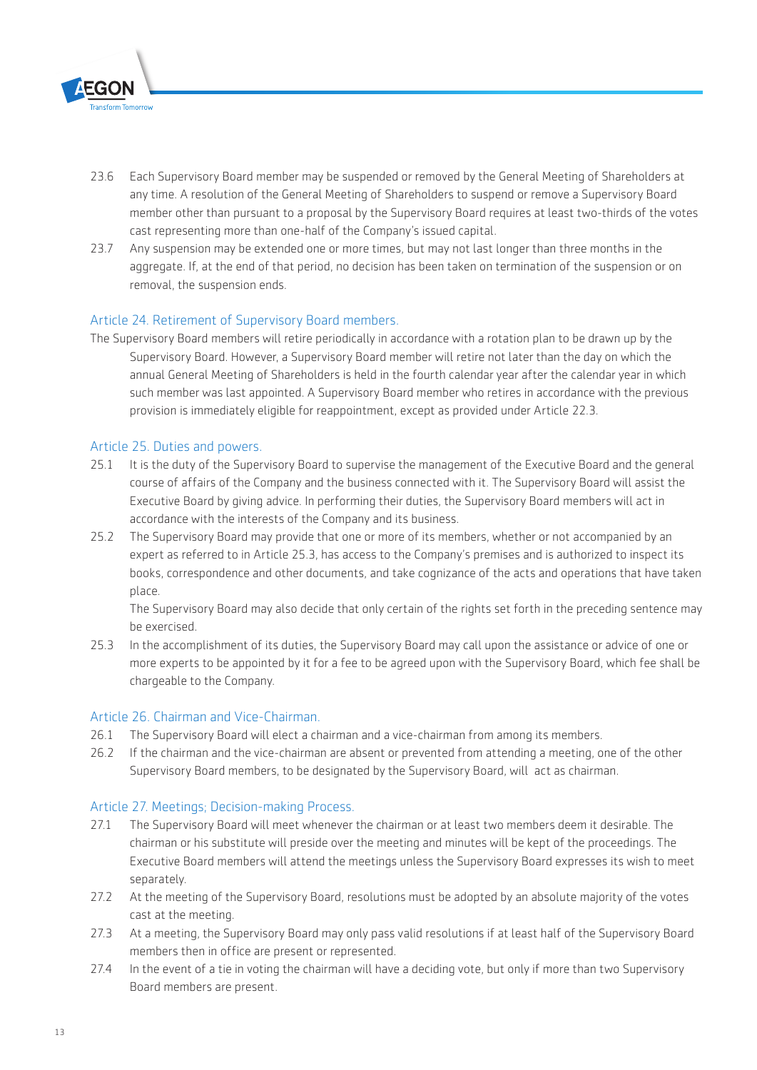23.6 Each Supervisory Board member may be suspended or removed by the General Meeting of Shareholders at any time. A resolution of the General Meeting of Shareholders to suspend or remove a Supervisory Board member other than pursuant to a proposal by the Supervisory Board requires at least two-thirds of the votes cast representing more than one-half of the Company's issued capital.

23.7 Any suspension may be extended one or more times, but may not last longer than three months in the aggregate. If, at the end of that period, no decision has been taken on termination of the suspension or on removal, the suspension ends.

## Article 24. Retirement of Supervisory Board members.

The Supervisory Board members will retire periodically in accordance with a rotation plan to be drawn up by the Supervisory Board. However, a Supervisory Board member will retire not later than the day on which the annual General Meeting of Shareholders is held in the fourth calendar year after the calendar year in which such member was last appointed. A Supervisory Board member who retires in accordance with the previous provision is immediately eligible for reappointment, except as provided under Article 22.3.

## Article 25. Duties and powers.

25.1 It is the duty of the Supervisory Board to supervise the management of the Executive Board and the general course of affairs of the Company and the business connected with it. The Supervisory Board will assist the Executive Board by giving advice. In performing their duties, the Supervisory Board members will act in accordance with the interests of the Company and its business.

25.2 The Supervisory Board may provide that one or more of its members, whether or not accompanied by an expert as referred to in Article 25.3, has access to the Company's premises and is authorized to inspect its books, correspondence and other documents, and take cognizance of the acts and operations that have taken place.

The Supervisory Board may also decide that only certain of the rights set forth in the preceding sentence may be exercised.

25.3 In the accomplishment of its duties, the Supervisory Board may call upon the assistance or advice of one or more experts to be appointed by it for a fee to be agreed upon with the Supervisory Board, which fee shall be chargeable to the Company.

## Article 26. Chairman and Vice-Chairman.

26.1 The Supervisory Board will elect a chairman and a vice-chairman from among its members.

26.2 If the chairman and the vice-chairman are absent or prevented from attending a meeting, one of the other Supervisory Board members, to be designated by the Supervisory Board, will act as chairman.

## Article 27. Meetings; Decision-making Process.

27.1 The Supervisory Board will meet whenever the chairman or at least two members deem it desirable. The chairman or his substitute will preside over the meeting and minutes will be kept of the proceedings. The Executive Board members will attend the meetings unless the Supervisory Board expresses its wish to meet separately.

27.2 At the meeting of the Supervisory Board, resolutions must be adopted by an absolute majority of the votes cast at the meeting.

27.3 At a meeting, the Supervisory Board may only pass valid resolutions if at least half of the Supervisory Board members then in office are present or represented.

27.4 In the event of a tie in voting the chairman will have a deciding vote, but only if more than two Supervisory Board members are present.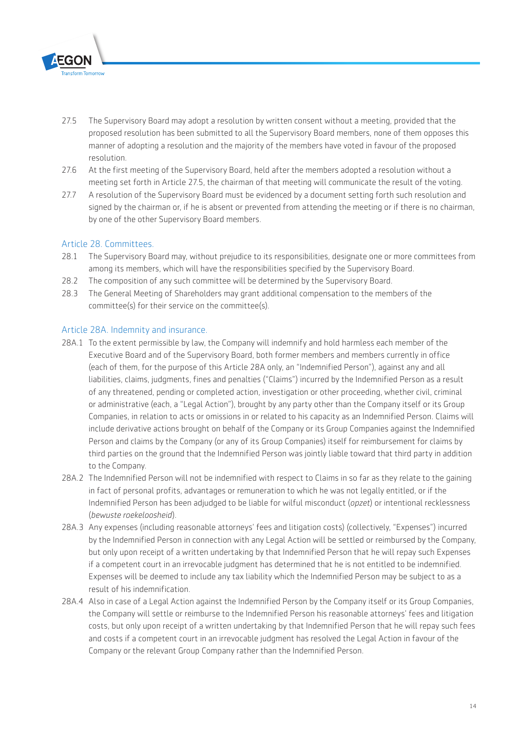27.5 The Supervisory Board may adopt a resolution by written consent without a meeting, provided that the proposed resolution has been submitted to all the Supervisory Board members, none of them opposes this manner of adopting a resolution and the majority of the members have voted in favour of the proposed resolution.

27.6 At the first meeting of the Supervisory Board, held after the members adopted a resolution without a meeting set forth in Article 27.5, the chairman of that meeting will communicate the result of the voting.

27.7 A resolution of the Supervisory Board must be evidenced by a document setting forth such resolution and signed by the chairman or, if he is absent or prevented from attending the meeting or if there is no chairman, by one of the other Supervisory Board members.

## Article 28. Committees.

28.1 The Supervisory Board may, without prejudice to its responsibilities, designate one or more committees from among its members, which will have the responsibilities specified by the Supervisory Board.

28.2 The composition of any such committee will be determined by the Supervisory Board.

28.3 The General Meeting of Shareholders may grant additional compensation to the members of the committee(s) for their service on the committee(s).

## Article 28A. Indemnity and insurance.

28A.1 To the extent permissible by law, the Company will indemnify and hold harmless each member of the Executive Board and of the Supervisory Board, both former members and members currently in office (each of them, for the purpose of this Article 28A only, an "Indemnified Person"), against any and all liabilities, claims, judgments, fines and penalties ("Claims") incurred by the Indemnified Person as a result of any threatened, pending or completed action, investigation or other proceeding, whether civil, criminal or administrative (each, a "Legal Action"), brought by any party other than the Company itself or its Group Companies, in relation to acts or omissions in or related to his capacity as an Indemnified Person. Claims will include derivative actions brought on behalf of the Company or its Group Companies against the Indemnified Person and claims by the Company (or any of its Group Companies) itself for reimbursement for claims by third parties on the ground that the Indemnified Person was jointly liable toward that third party in addition to the Company.

28A.2 The Indemnified Person will not be indemnified with respect to Claims in so far as they relate to the gaining in fact of personal profits, advantages or remuneration to which he was not legally entitled, or if the Indemnified Person has been adjudged to be liable for wilful misconduct (*opzet*) or intentional recklessness (*bewuste roekeloosheid*).

28A.3 Any expenses (including reasonable attorneys' fees and litigation costs) (collectively, "Expenses") incurred by the Indemnified Person in connection with any Legal Action will be settled or reimbursed by the Company, but only upon receipt of a written undertaking by that Indemnified Person that he will repay such Expenses if a competent court in an irrevocable judgment has determined that he is not entitled to be indemnified. Expenses will be deemed to include any tax liability which the Indemnified Person may be subject to as a result of his indemnification.

28A.4 Also in case of a Legal Action against the Indemnified Person by the Company itself or its Group Companies, the Company will settle or reimburse to the Indemnified Person his reasonable attorneys' fees and litigation costs, but only upon receipt of a written undertaking by that Indemnified Person that he will repay such fees and costs if a competent court in an irrevocable judgment has resolved the Legal Action in favour of the Company or the relevant Group Company rather than the Indemnified Person.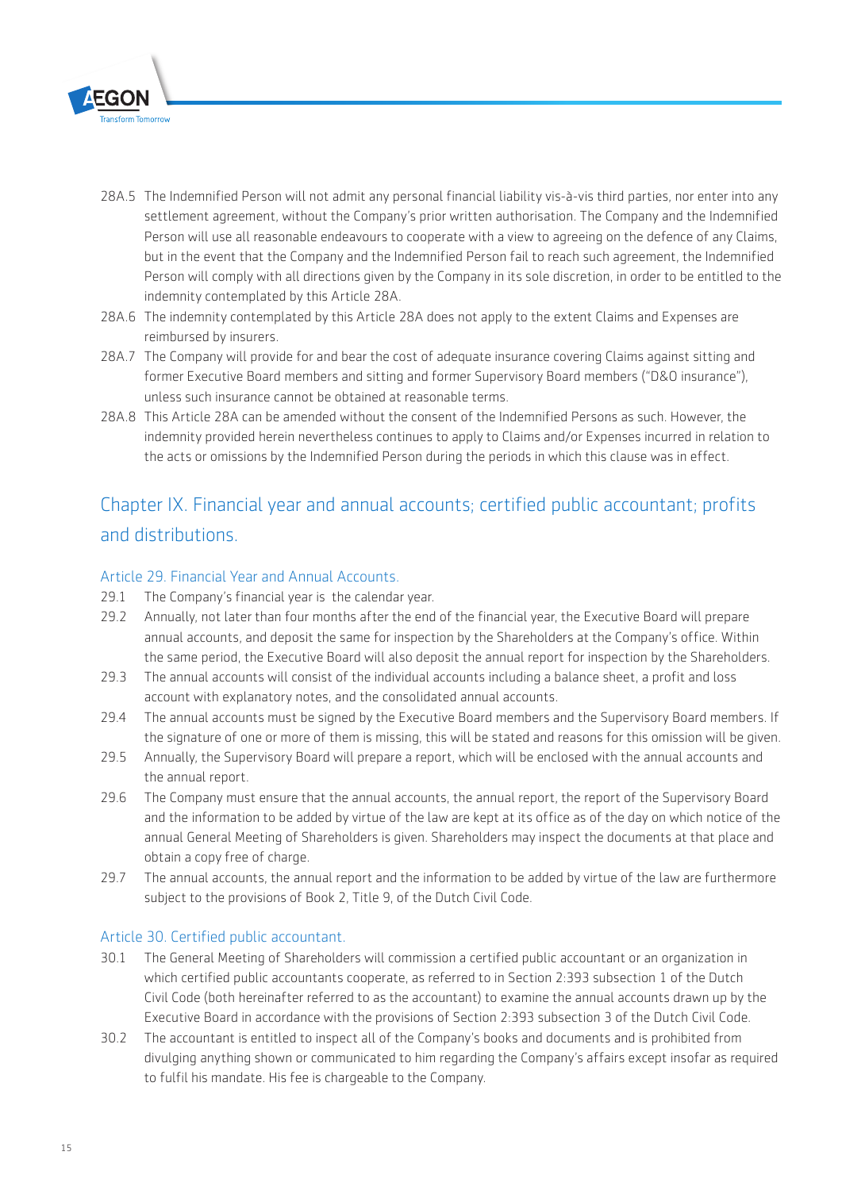28A.5 The Indemnified Person will not admit any personal financial liability vis-à-vis third parties, nor enter into any settlement agreement, without the Company's prior written authorisation. The Company and the Indemnified Person will use all reasonable endeavours to cooperate with a view to agreeing on the defence of any Claims, but in the event that the Company and the Indemnified Person fail to reach such agreement, the Indemnified Person will comply with all directions given by the Company in its sole discretion, in order to be entitled to the indemnity contemplated by this Article 28A.

28A.6 The indemnity contemplated by this Article 28A does not apply to the extent Claims and Expenses are reimbursed by insurers.

28A.7 The Company will provide for and bear the cost of adequate insurance covering Claims against sitting and former Executive Board members and sitting and former Supervisory Board members ("D&O insurance"), unless such insurance cannot be obtained at reasonable terms.

28A.8 This Article 28A can be amended without the consent of the Indemnified Persons as such. However, the indemnity provided herein nevertheless continues to apply to Claims and/or Expenses incurred in relation to the acts or omissions by the Indemnified Person during the periods in which this clause was in effect.

## Chapter IX. Financial year and annual accounts; certified public accountant; profits and distributions.

### Article 29. Financial Year and Annual Accounts.

29.1 The Company's financial year is the calendar year.

29.2 Annually, not later than four months after the end of the financial year, the Executive Board will prepare annual accounts, and deposit the same for inspection by the Shareholders at the Company's office. Within the same period, the Executive Board will also deposit the annual report for inspection by the Shareholders.

29.3 The annual accounts will consist of the individual accounts including a balance sheet, a profit and loss account with explanatory notes, and the consolidated annual accounts.

29.4 The annual accounts must be signed by the Executive Board members and the Supervisory Board members. If the signature of one or more of them is missing, this will be stated and reasons for this omission will be given.

29.5 Annually, the Supervisory Board will prepare a report, which will be enclosed with the annual accounts and the annual report.

29.6 The Company must ensure that the annual accounts, the annual report, the report of the Supervisory Board and the information to be added by virtue of the law are kept at its office as of the day on which notice of the annual General Meeting of Shareholders is given. Shareholders may inspect the documents at that place and obtain a copy free of charge.

29.7 The annual accounts, the annual report and the information to be added by virtue of the law are furthermore subject to the provisions of Book 2, Title 9, of the Dutch Civil Code.

### Article 30. Certified public accountant.

30.1 The General Meeting of Shareholders will commission a certified public accountant or an organization in which certified public accountants cooperate, as referred to in Section 2:393 subsection 1 of the Dutch Civil Code (both hereinafter referred to as the accountant) to examine the annual accounts drawn up by the Executive Board in accordance with the provisions of Section 2:393 subsection 3 of the Dutch Civil Code.

30.2 The accountant is entitled to inspect all of the Company's books and documents and is prohibited from divulging anything shown or communicated to him regarding the Company's affairs except insofar as required to fulfil his mandate. His fee is chargeable to the Company.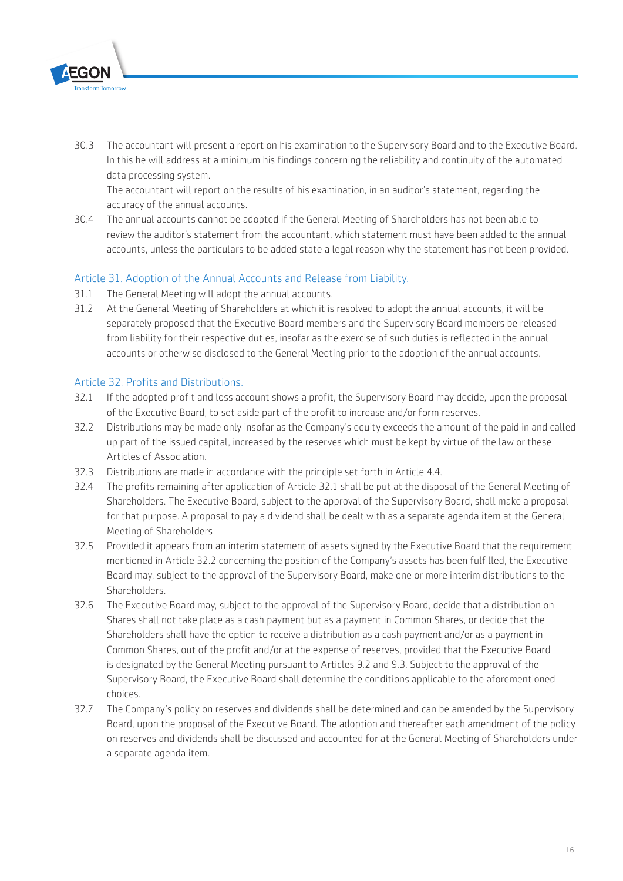30.3 The accountant will present a report on his examination to the Supervisory Board and to the Executive Board. In this he will address at a minimum his findings concerning the reliability and continuity of the automated data processing system.
The accountant will report on the results of his examination, in an auditor's statement, regarding the accuracy of the annual accounts.

30.4 The annual accounts cannot be adopted if the General Meeting of Shareholders has not been able to review the auditor's statement from the accountant, which statement must have been added to the annual accounts, unless the particulars to be added state a legal reason why the statement has not been provided.

## Article 31. Adoption of the Annual Accounts and Release from Liability.

31.1 The General Meeting will adopt the annual accounts.

31.2 At the General Meeting of Shareholders at which it is resolved to adopt the annual accounts, it will be separately proposed that the Executive Board members and the Supervisory Board members be released from liability for their respective duties, insofar as the exercise of such duties is reflected in the annual accounts or otherwise disclosed to the General Meeting prior to the adoption of the annual accounts.

## Article 32. Profits and Distributions.

32.1 If the adopted profit and loss account shows a profit, the Supervisory Board may decide, upon the proposal of the Executive Board, to set aside part of the profit to increase and/or form reserves.

32.2 Distributions may be made only insofar as the Company's equity exceeds the amount of the paid in and called up part of the issued capital, increased by the reserves which must be kept by virtue of the law or these Articles of Association.

32.3 Distributions are made in accordance with the principle set forth in Article 4.4.

32.4 The profits remaining after application of Article 32.1 shall be put at the disposal of the General Meeting of Shareholders. The Executive Board, subject to the approval of the Supervisory Board, shall make a proposal for that purpose. A proposal to pay a dividend shall be dealt with as a separate agenda item at the General Meeting of Shareholders.

32.5 Provided it appears from an interim statement of assets signed by the Executive Board that the requirement mentioned in Article 32.2 concerning the position of the Company's assets has been fulfilled, the Executive Board may, subject to the approval of the Supervisory Board, make one or more interim distributions to the Shareholders.

32.6 The Executive Board may, subject to the approval of the Supervisory Board, decide that a distribution on Shares shall not take place as a cash payment but as a payment in Common Shares, or decide that the Shareholders shall have the option to receive a distribution as a cash payment and/or as a payment in Common Shares, out of the profit and/or at the expense of reserves, provided that the Executive Board is designated by the General Meeting pursuant to Articles 9.2 and 9.3. Subject to the approval of the Supervisory Board, the Executive Board shall determine the conditions applicable to the aforementioned choices.

32.7 The Company's policy on reserves and dividends shall be determined and can be amended by the Supervisory Board, upon the proposal of the Executive Board. The adoption and thereafter each amendment of the policy on reserves and dividends shall be discussed and accounted for at the General Meeting of Shareholders under a separate agenda item.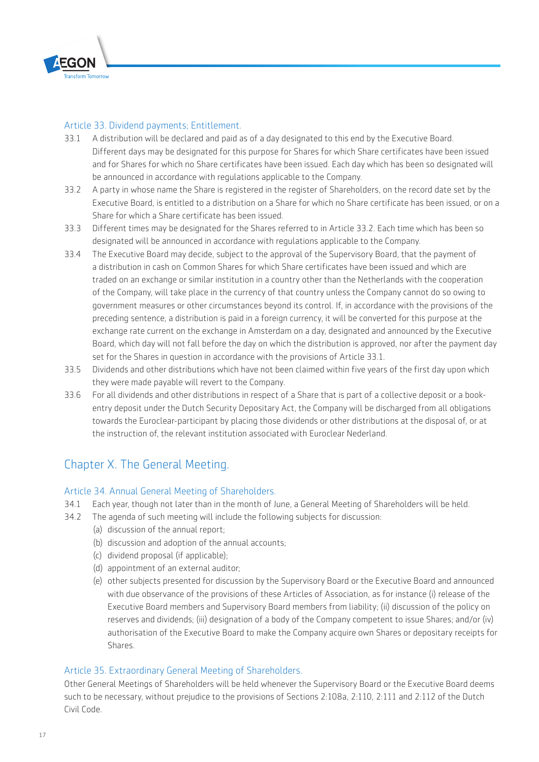### Article 33. Dividend payments; Entitlement.

33.1 A distribution will be declared and paid as of a day designated to this end by the Executive Board. Different days may be designated for this purpose for Shares for which Share certificates have been issued and for Shares for which no Share certificates have been issued. Each day which has been so designated will be announced in accordance with regulations applicable to the Company.

33.2 A party in whose name the Share is registered in the register of Shareholders, on the record date set by the Executive Board, is entitled to a distribution on a Share for which no Share certificate has been issued, or on a Share for which a Share certificate has been issued.

33.3 Different times may be designated for the Shares referred to in Article 33.2. Each time which has been so designated will be announced in accordance with regulations applicable to the Company.

33.4 The Executive Board may decide, subject to the approval of the Supervisory Board, that the payment of a distribution in cash on Common Shares for which Share certificates have been issued and which are traded on an exchange or similar institution in a country other than the Netherlands with the cooperation of the Company, will take place in the currency of that country unless the Company cannot do so owing to government measures or other circumstances beyond its control. If, in accordance with the provisions of the preceding sentence, a distribution is paid in a foreign currency, it will be converted for this purpose at the exchange rate current on the exchange in Amsterdam on a day, designated and announced by the Executive Board, which day will not fall before the day on which the distribution is approved, nor after the payment day set for the Shares in question in accordance with the provisions of Article 33.1.

33.5 Dividends and other distributions which have not been claimed within five years of the first day upon which they were made payable will revert to the Company.

33.6 For all dividends and other distributions in respect of a Share that is part of a collective deposit or a book-entry deposit under the Dutch Security Depositary Act, the Company will be discharged from all obligations towards the Euroclear-participant by placing those dividends or other distributions at the disposal of, or at the instruction of, the relevant institution associated with Euroclear Nederland.

## Chapter X. The General Meeting.

### Article 34. Annual General Meeting of Shareholders.

34.1 Each year, though not later than in the month of June, a General Meeting of Shareholders will be held.

34.2 The agenda of such meeting will include the following subjects for discussion:

(a) discussion of the annual report;

(b) discussion and adoption of the annual accounts;

(c) dividend proposal (if applicable);

(d) appointment of an external auditor;

(e) other subjects presented for discussion by the Supervisory Board or the Executive Board and announced with due observance of the provisions of these Articles of Association, as for instance (i) release of the Executive Board members and Supervisory Board members from liability; (ii) discussion of the policy on reserves and dividends; (iii) designation of a body of the Company competent to issue Shares; and/or (iv) authorisation of the Executive Board to make the Company acquire own Shares or depositary receipts for Shares.

### Article 35. Extraordinary General Meeting of Shareholders.

Other General Meetings of Shareholders will be held whenever the Supervisory Board or the Executive Board deems such to be necessary, without prejudice to the provisions of Sections 2:108a, 2:110, 2:111 and 2:112 of the Dutch Civil Code.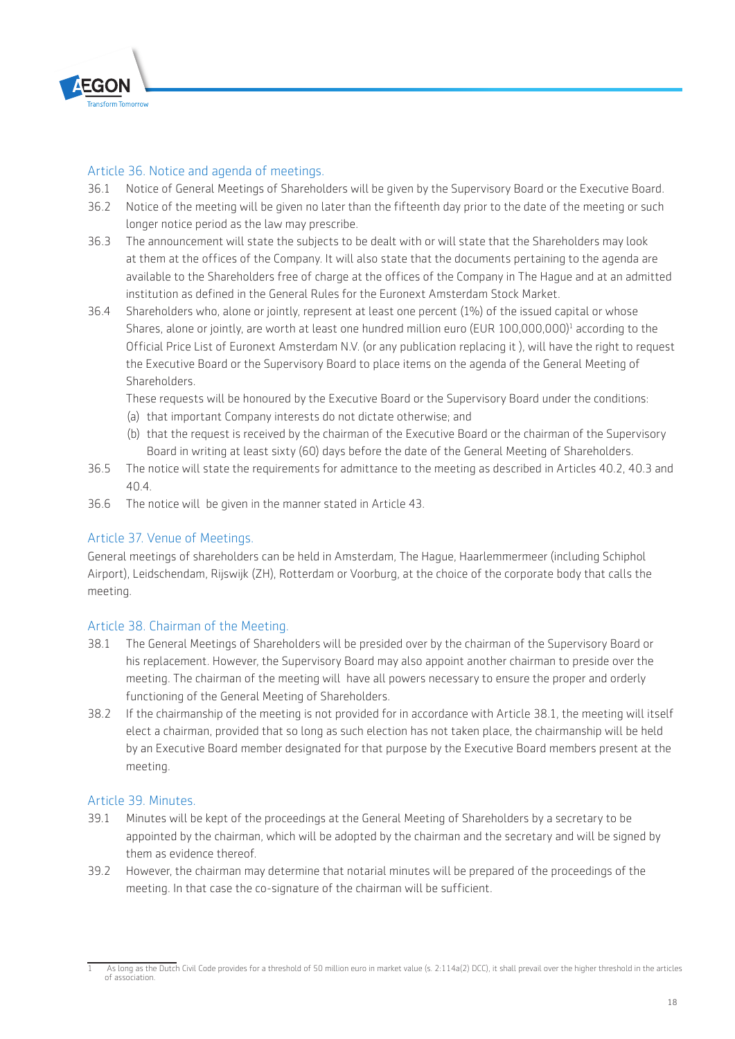## Article 36. Notice and agenda of meetings.

36.1 Notice of General Meetings of Shareholders will be given by the Supervisory Board or the Executive Board.

36.2 Notice of the meeting will be given no later than the fifteenth day prior to the date of the meeting or such longer notice period as the law may prescribe.

36.3 The announcement will state the subjects to be dealt with or will state that the Shareholders may look at them at the offices of the Company. It will also state that the documents pertaining to the agenda are available to the Shareholders free of charge at the offices of the Company in The Hague and at an admitted institution as defined in the General Rules for the Euronext Amsterdam Stock Market.

36.4 Shareholders who, alone or jointly, represent at least one percent (1%) of the issued capital or whose Shares, alone or jointly, are worth at least one hundred million euro (EUR 100,000,000)[1] according to the Official Price List of Euronext Amsterdam N.V. (or any publication replacing it ), will have the right to request the Executive Board or the Supervisory Board to place items on the agenda of the General Meeting of Shareholders.

These requests will be honoured by the Executive Board or the Supervisory Board under the conditions:

(a) that important Company interests do not dictate otherwise; and

(b) that the request is received by the chairman of the Executive Board or the chairman of the Supervisory Board in writing at least sixty (60) days before the date of the General Meeting of Shareholders.

36.5 The notice will state the requirements for admittance to the meeting as described in Articles 40.2, 40.3 and 40.4.

36.6 The notice will be given in the manner stated in Article 43.

## Article 37. Venue of Meetings.

General meetings of shareholders can be held in Amsterdam, The Hague, Haarlemmermeer (including Schiphol Airport), Leidschendam, Rijswijk (ZH), Rotterdam or Voorburg, at the choice of the corporate body that calls the meeting.

## Article 38. Chairman of the Meeting.

38.1 The General Meetings of Shareholders will be presided over by the chairman of the Supervisory Board or his replacement. However, the Supervisory Board may also appoint another chairman to preside over the meeting. The chairman of the meeting will have all powers necessary to ensure the proper and orderly functioning of the General Meeting of Shareholders.

38.2 If the chairmanship of the meeting is not provided for in accordance with Article 38.1, the meeting will itself elect a chairman, provided that so long as such election has not taken place, the chairmanship will be held by an Executive Board member designated for that purpose by the Executive Board members present at the meeting.

## Article 39. Minutes.

39.1 Minutes will be kept of the proceedings at the General Meeting of Shareholders by a secretary to be appointed by the chairman, which will be adopted by the chairman and the secretary and will be signed by them as evidence thereof.

39.2 However, the chairman may determine that notarial minutes will be prepared of the proceedings of the meeting. In that case the co-signature of the chairman will be sufficient.

---

[1] As long as the Dutch Civil Code provides for a threshold of 50 million euro in market value (s. 2:114a(2) DCC), it shall prevail over the higher threshold in the articles of association.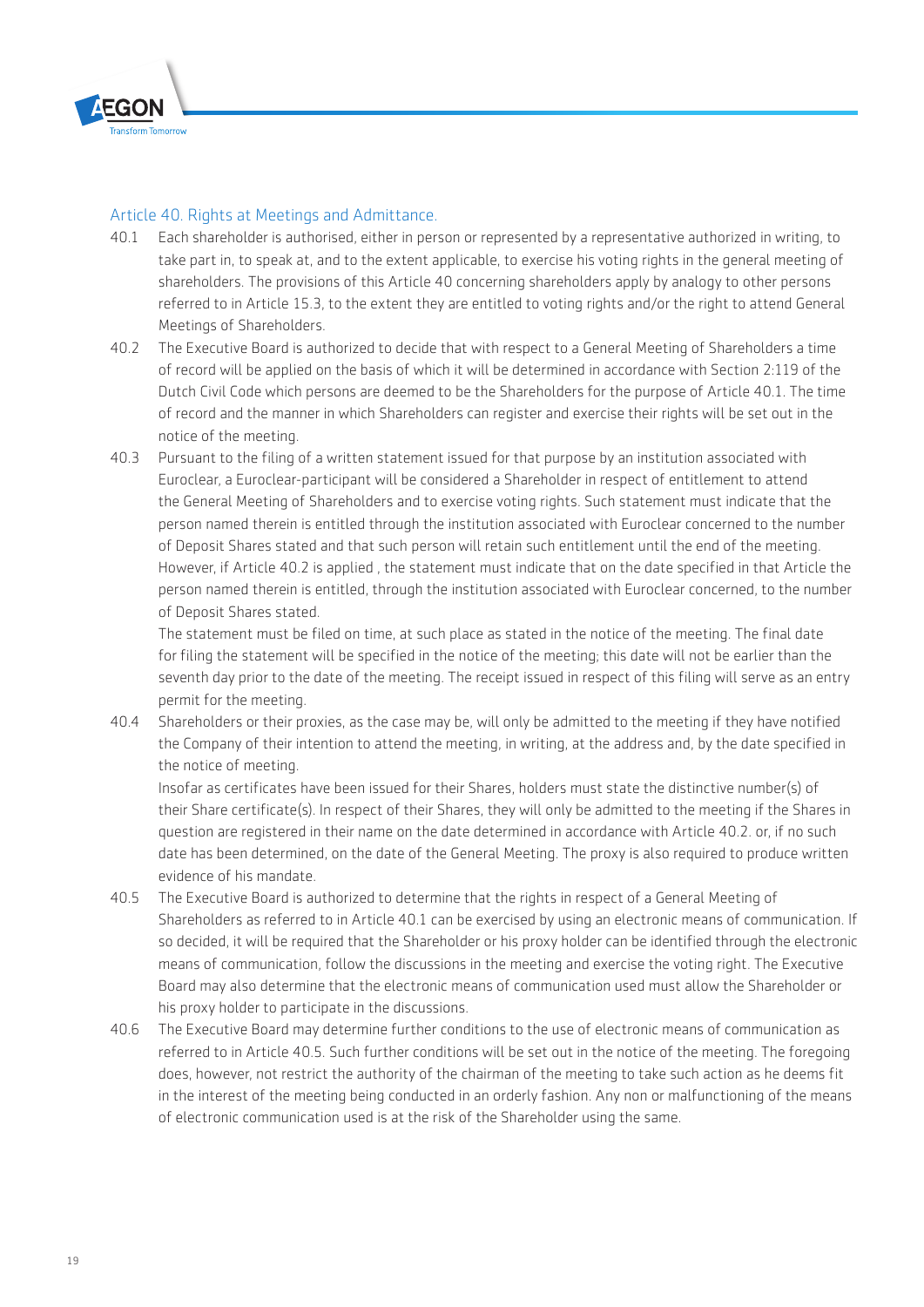## Article 40. Rights at Meetings and Admittance.

40.1 Each shareholder is authorised, either in person or represented by a representative authorized in writing, to take part in, to speak at, and to the extent applicable, to exercise his voting rights in the general meeting of shareholders. The provisions of this Article 40 concerning shareholders apply by analogy to other persons referred to in Article 15.3, to the extent they are entitled to voting rights and/or the right to attend General Meetings of Shareholders.

40.2 The Executive Board is authorized to decide that with respect to a General Meeting of Shareholders a time of record will be applied on the basis of which it will be determined in accordance with Section 2:119 of the Dutch Civil Code which persons are deemed to be the Shareholders for the purpose of Article 40.1. The time of record and the manner in which Shareholders can register and exercise their rights will be set out in the notice of the meeting.

40.3 Pursuant to the filing of a written statement issued for that purpose by an institution associated with Euroclear, a Euroclear-participant will be considered a Shareholder in respect of entitlement to attend the General Meeting of Shareholders and to exercise voting rights. Such statement must indicate that the person named therein is entitled through the institution associated with Euroclear concerned to the number of Deposit Shares stated and that such person will retain such entitlement until the end of the meeting. However, if Article 40.2 is applied , the statement must indicate that on the date specified in that Article the person named therein is entitled, through the institution associated with Euroclear concerned, to the number of Deposit Shares stated.

The statement must be filed on time, at such place as stated in the notice of the meeting. The final date for filing the statement will be specified in the notice of the meeting; this date will not be earlier than the seventh day prior to the date of the meeting. The receipt issued in respect of this filing will serve as an entry permit for the meeting.

40.4 Shareholders or their proxies, as the case may be, will only be admitted to the meeting if they have notified the Company of their intention to attend the meeting, in writing, at the address and, by the date specified in the notice of meeting.

Insofar as certificates have been issued for their Shares, holders must state the distinctive number(s) of their Share certificate(s). In respect of their Shares, they will only be admitted to the meeting if the Shares in question are registered in their name on the date determined in accordance with Article 40.2. or, if no such date has been determined, on the date of the General Meeting. The proxy is also required to produce written evidence of his mandate.

40.5 The Executive Board is authorized to determine that the rights in respect of a General Meeting of Shareholders as referred to in Article 40.1 can be exercised by using an electronic means of communication. If so decided, it will be required that the Shareholder or his proxy holder can be identified through the electronic means of communication, follow the discussions in the meeting and exercise the voting right. The Executive Board may also determine that the electronic means of communication used must allow the Shareholder or his proxy holder to participate in the discussions.

40.6 The Executive Board may determine further conditions to the use of electronic means of communication as referred to in Article 40.5. Such further conditions will be set out in the notice of the meeting. The foregoing does, however, not restrict the authority of the chairman of the meeting to take such action as he deems fit in the interest of the meeting being conducted in an orderly fashion. Any non or malfunctioning of the means of electronic communication used is at the risk of the Shareholder using the same.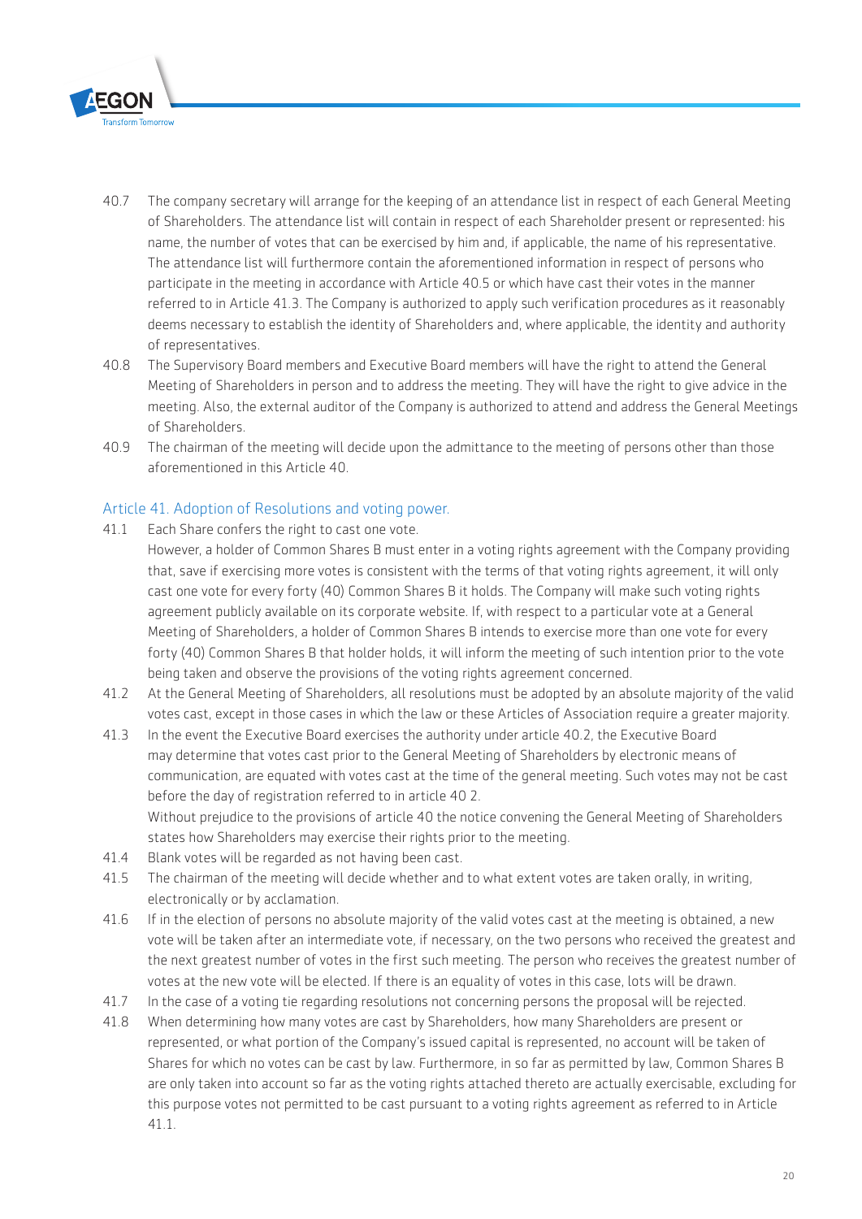40.7 The company secretary will arrange for the keeping of an attendance list in respect of each General Meeting of Shareholders. The attendance list will contain in respect of each Shareholder present or represented: his name, the number of votes that can be exercised by him and, if applicable, the name of his representative. The attendance list will furthermore contain the aforementioned information in respect of persons who participate in the meeting in accordance with Article 40.5 or which have cast their votes in the manner referred to in Article 41.3. The Company is authorized to apply such verification procedures as it reasonably deems necessary to establish the identity of Shareholders and, where applicable, the identity and authority of representatives.

40.8 The Supervisory Board members and Executive Board members will have the right to attend the General Meeting of Shareholders in person and to address the meeting. They will have the right to give advice in the meeting. Also, the external auditor of the Company is authorized to attend and address the General Meetings of Shareholders.

40.9 The chairman of the meeting will decide upon the admittance to the meeting of persons other than those aforementioned in this Article 40.

## Article 41. Adoption of Resolutions and voting power.

41.1 Each Share confers the right to cast one vote.
However, a holder of Common Shares B must enter in a voting rights agreement with the Company providing that, save if exercising more votes is consistent with the terms of that voting rights agreement, it will only cast one vote for every forty (40) Common Shares B it holds. The Company will make such voting rights agreement publicly available on its corporate website. If, with respect to a particular vote at a General Meeting of Shareholders, a holder of Common Shares B intends to exercise more than one vote for every forty (40) Common Shares B that holder holds, it will inform the meeting of such intention prior to the vote being taken and observe the provisions of the voting rights agreement concerned.

41.2 At the General Meeting of Shareholders, all resolutions must be adopted by an absolute majority of the valid votes cast, except in those cases in which the law or these Articles of Association require a greater majority.

41.3 In the event the Executive Board exercises the authority under article 40.2, the Executive Board may determine that votes cast prior to the General Meeting of Shareholders by electronic means of communication, are equated with votes cast at the time of the general meeting. Such votes may not be cast before the day of registration referred to in article 40 2.
Without prejudice to the provisions of article 40 the notice convening the General Meeting of Shareholders states how Shareholders may exercise their rights prior to the meeting.

41.4 Blank votes will be regarded as not having been cast.

41.5 The chairman of the meeting will decide whether and to what extent votes are taken orally, in writing, electronically or by acclamation.

41.6 If in the election of persons no absolute majority of the valid votes cast at the meeting is obtained, a new vote will be taken after an intermediate vote, if necessary, on the two persons who received the greatest and the next greatest number of votes in the first such meeting. The person who receives the greatest number of votes at the new vote will be elected. If there is an equality of votes in this case, lots will be drawn.

41.7 In the case of a voting tie regarding resolutions not concerning persons the proposal will be rejected.

41.8 When determining how many votes are cast by Shareholders, how many Shareholders are present or represented, or what portion of the Company's issued capital is represented, no account will be taken of Shares for which no votes can be cast by law. Furthermore, in so far as permitted by law, Common Shares B are only taken into account so far as the voting rights attached thereto are actually exercisable, excluding for this purpose votes not permitted to be cast pursuant to a voting rights agreement as referred to in Article 41.1.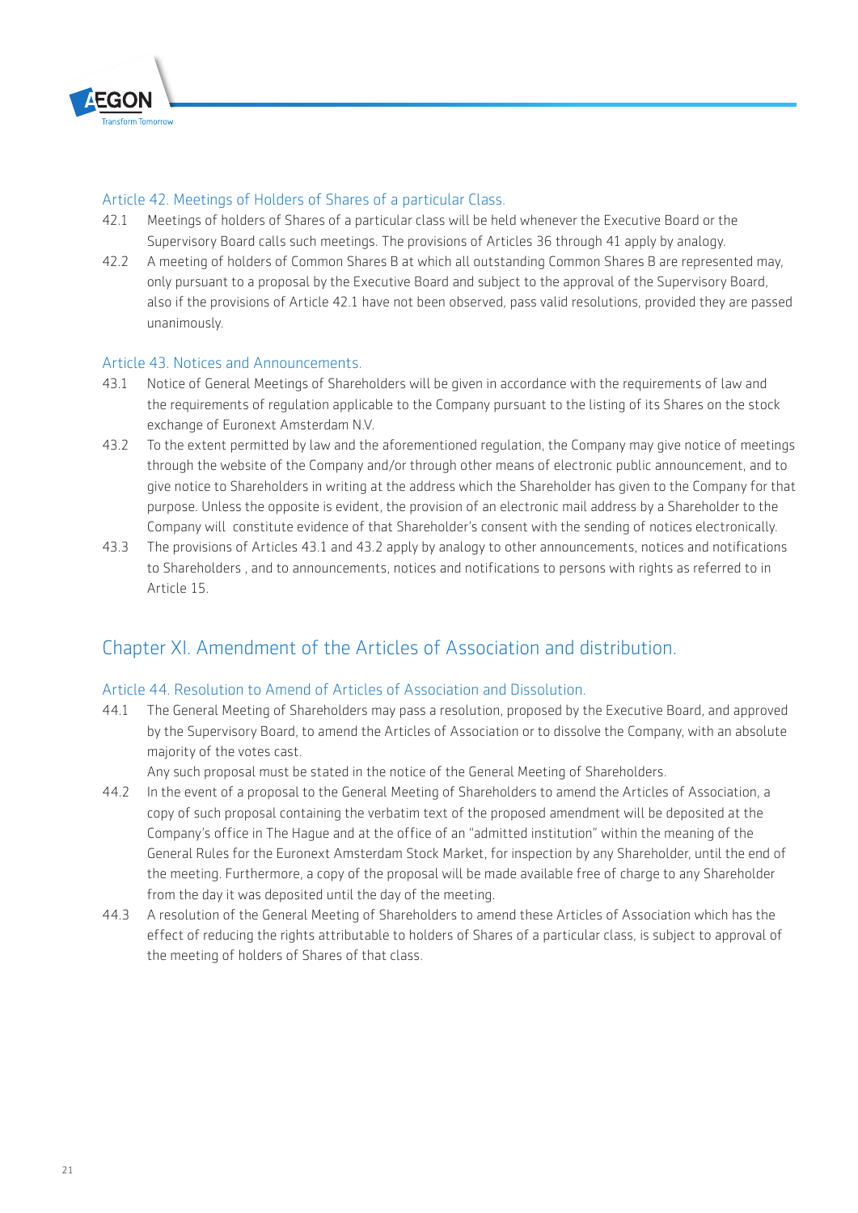### Article 42. Meetings of Holders of Shares of a particular Class.

42.1 Meetings of holders of Shares of a particular class will be held whenever the Executive Board or the Supervisory Board calls such meetings. The provisions of Articles 36 through 41 apply by analogy.

42.2 A meeting of holders of Common Shares B at which all outstanding Common Shares B are represented may, only pursuant to a proposal by the Executive Board and subject to the approval of the Supervisory Board, also if the provisions of Article 42.1 have not been observed, pass valid resolutions, provided they are passed unanimously.

### Article 43. Notices and Announcements.

43.1 Notice of General Meetings of Shareholders will be given in accordance with the requirements of law and the requirements of regulation applicable to the Company pursuant to the listing of its Shares on the stock exchange of Euronext Amsterdam N.V.

43.2 To the extent permitted by law and the aforementioned regulation, the Company may give notice of meetings through the website of the Company and/or through other means of electronic public announcement, and to give notice to Shareholders in writing at the address which the Shareholder has given to the Company for that purpose. Unless the opposite is evident, the provision of an electronic mail address by a Shareholder to the Company will constitute evidence of that Shareholder's consent with the sending of notices electronically.

43.3 The provisions of Articles 43.1 and 43.2 apply by analogy to other announcements, notices and notifications to Shareholders , and to announcements, notices and notifications to persons with rights as referred to in Article 15.

## Chapter XI. Amendment of the Articles of Association and distribution.

### Article 44. Resolution to Amend of Articles of Association and Dissolution.

44.1 The General Meeting of Shareholders may pass a resolution, proposed by the Executive Board, and approved by the Supervisory Board, to amend the Articles of Association or to dissolve the Company, with an absolute majority of the votes cast.

Any such proposal must be stated in the notice of the General Meeting of Shareholders.

44.2 In the event of a proposal to the General Meeting of Shareholders to amend the Articles of Association, a copy of such proposal containing the verbatim text of the proposed amendment will be deposited at the Company's office in The Hague and at the office of an "admitted institution" within the meaning of the General Rules for the Euronext Amsterdam Stock Market, for inspection by any Shareholder, until the end of the meeting. Furthermore, a copy of the proposal will be made available free of charge to any Shareholder from the day it was deposited until the day of the meeting.

44.3 A resolution of the General Meeting of Shareholders to amend these Articles of Association which has the effect of reducing the rights attributable to holders of Shares of a particular class, is subject to approval of the meeting of holders of Shares of that class.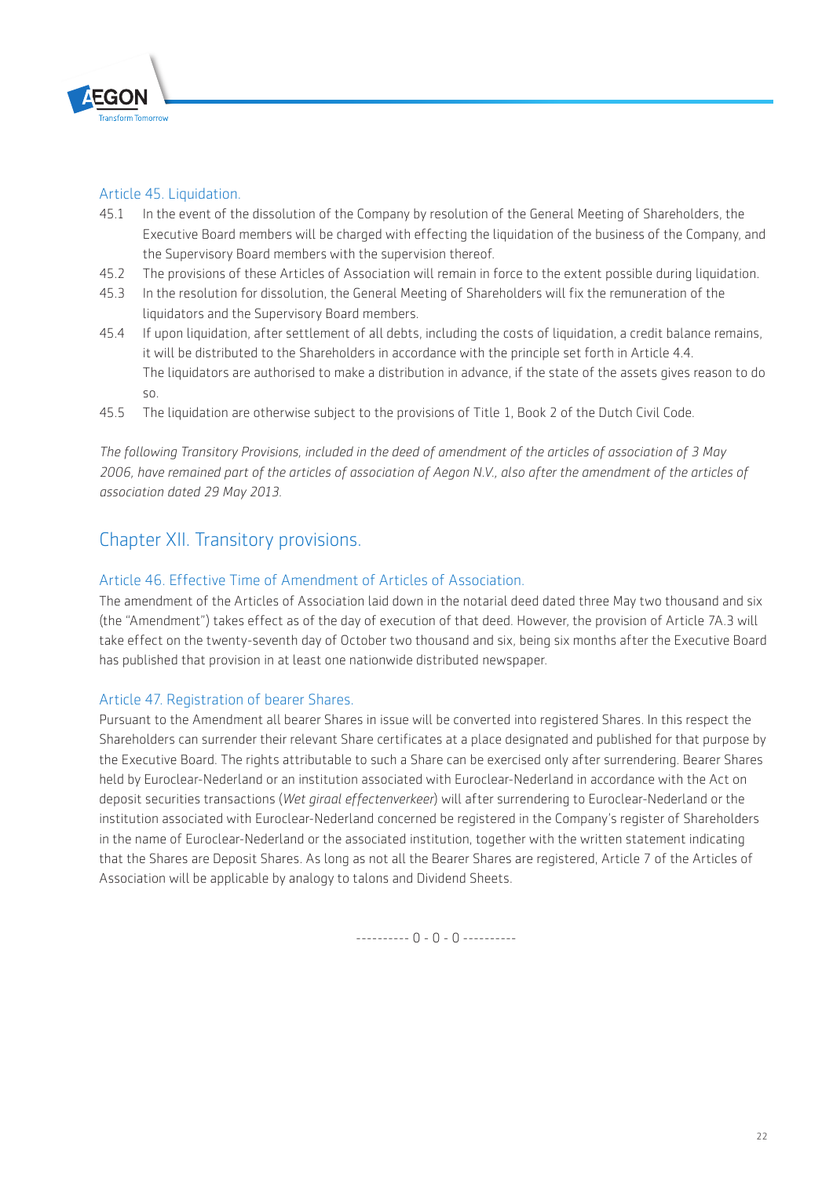### Article 45. Liquidation.

45.1 In the event of the dissolution of the Company by resolution of the General Meeting of Shareholders, the Executive Board members will be charged with effecting the liquidation of the business of the Company, and the Supervisory Board members with the supervision thereof.

45.2 The provisions of these Articles of Association will remain in force to the extent possible during liquidation.

45.3 In the resolution for dissolution, the General Meeting of Shareholders will fix the remuneration of the liquidators and the Supervisory Board members.

45.4 If upon liquidation, after settlement of all debts, including the costs of liquidation, a credit balance remains, it will be distributed to the Shareholders in accordance with the principle set forth in Article 4.4.
The liquidators are authorised to make a distribution in advance, if the state of the assets gives reason to do so.

45.5 The liquidation are otherwise subject to the provisions of Title 1, Book 2 of the Dutch Civil Code.

*The following Transitory Provisions, included in the deed of amendment of the articles of association of 3 May 2006, have remained part of the articles of association of Aegon N.V., also after the amendment of the articles of association dated 29 May 2013.*

## Chapter XII. Transitory provisions.

### Article 46. Effective Time of Amendment of Articles of Association.

The amendment of the Articles of Association laid down in the notarial deed dated three May two thousand and six (the "Amendment") takes effect as of the day of execution of that deed. However, the provision of Article 7A.3 will take effect on the twenty-seventh day of October two thousand and six, being six months after the Executive Board has published that provision in at least one nationwide distributed newspaper.

### Article 47. Registration of bearer Shares.

Pursuant to the Amendment all bearer Shares in issue will be converted into registered Shares. In this respect the Shareholders can surrender their relevant Share certificates at a place designated and published for that purpose by the Executive Board. The rights attributable to such a Share can be exercised only after surrendering. Bearer Shares held by Euroclear-Nederland or an institution associated with Euroclear-Nederland in accordance with the Act on deposit securities transactions (*Wet giraal effectenverkeer*) will after surrendering to Euroclear-Nederland or the institution associated with Euroclear-Nederland concerned be registered in the Company's register of Shareholders in the name of Euroclear-Nederland or the associated institution, together with the written statement indicating that the Shares are Deposit Shares. As long as not all the Bearer Shares are registered, Article 7 of the Articles of Association will be applicable by analogy to talons and Dividend Sheets.

---------- 0 - 0 - 0 ----------